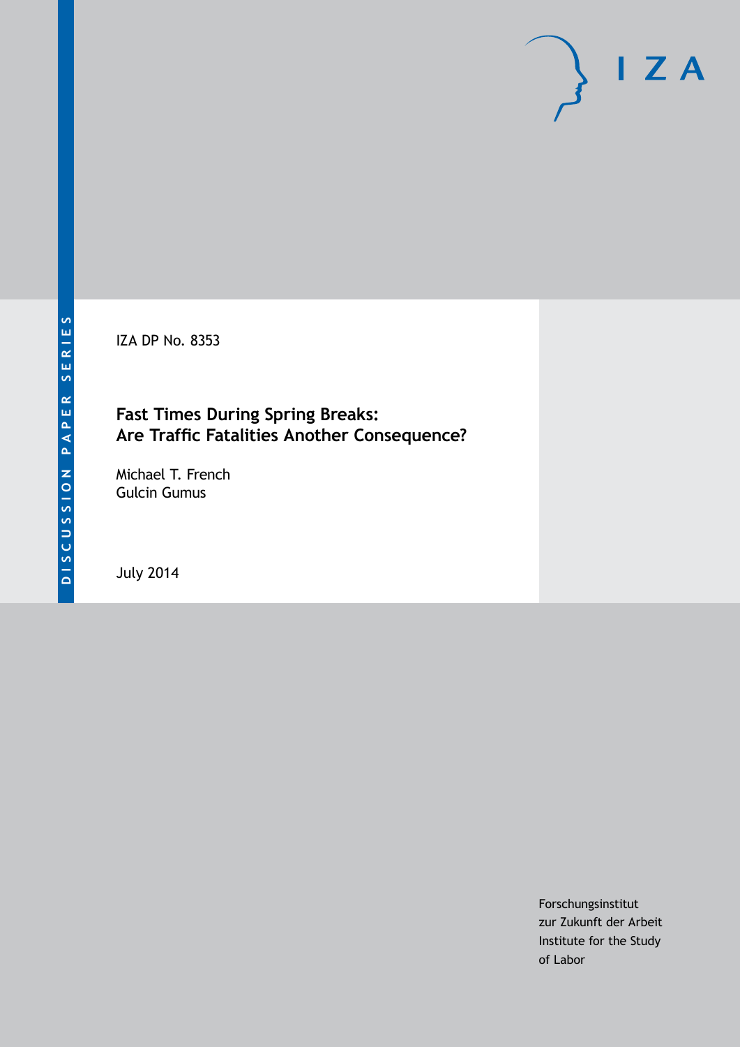IZA DP No. 8353

# Fast Times During Spring Breaks: Are Traffic Fatalities Another Consequence?

Michael T. French
Gulcin Gumus

July 2014

Forschungsinstitut
zur Zukunft der Arbeit
Institute for the Study
of Labor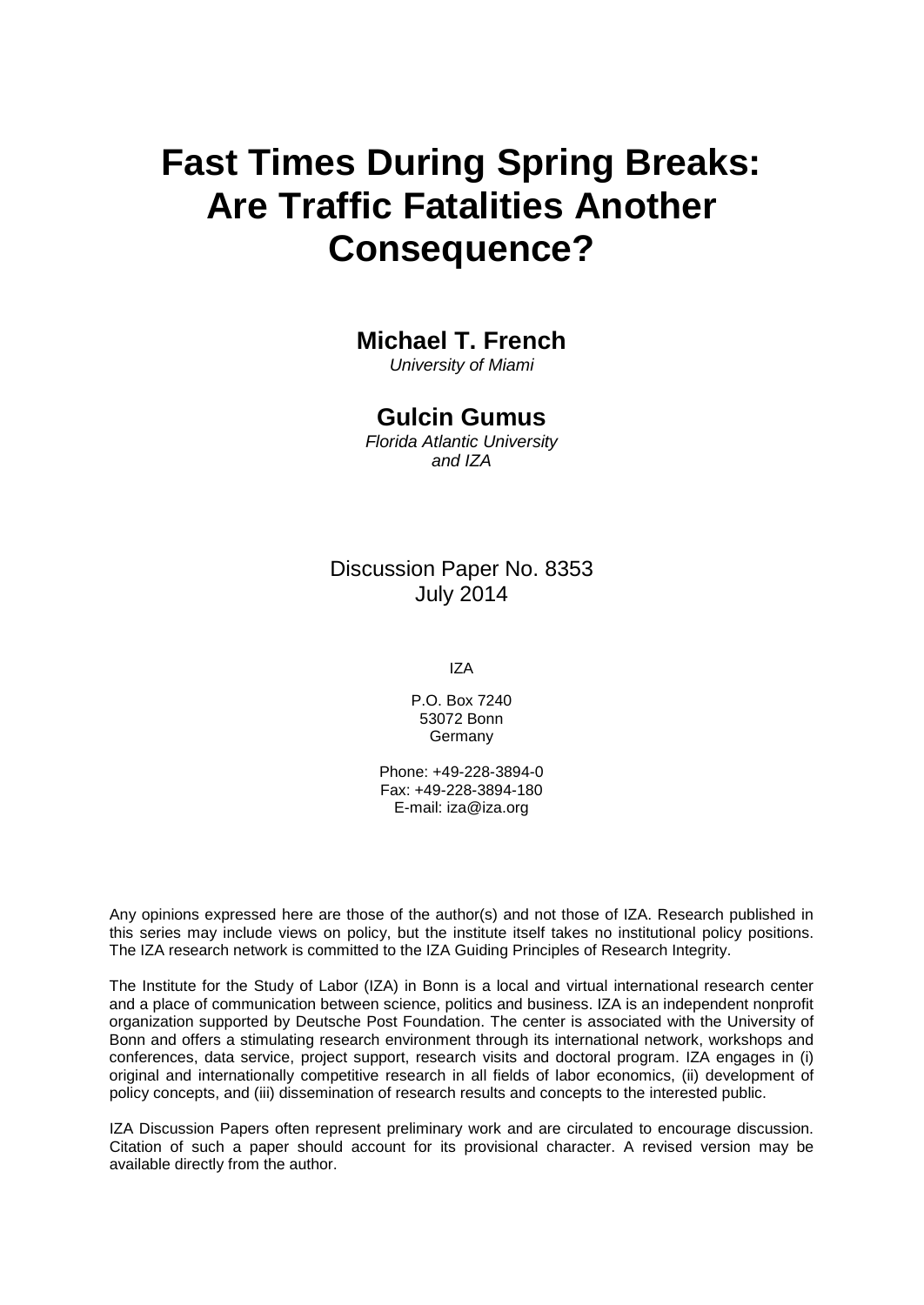# Fast Times During Spring Breaks: Are Traffic Fatalities Another Consequence?

**Michael T. French**
*University of Miami*

**Gulcin Gumus**
*Florida Atlantic University and IZA*

Discussion Paper No. 8353
July 2014

IZA

P.O. Box 7240
53072 Bonn
Germany

Phone: +49-228-3894-0
Fax: +49-228-3894-180
E-mail: iza@iza.org

Any opinions expressed here are those of the author(s) and not those of IZA. Research published in this series may include views on policy, but the institute itself takes no institutional policy positions. The IZA research network is committed to the IZA Guiding Principles of Research Integrity.

The Institute for the Study of Labor (IZA) in Bonn is a local and virtual international research center and a place of communication between science, politics and business. IZA is an independent nonprofit organization supported by Deutsche Post Foundation. The center is associated with the University of Bonn and offers a stimulating research environment through its international network, workshops and conferences, data service, project support, research visits and doctoral program. IZA engages in (i) original and internationally competitive research in all fields of labor economics, (ii) development of policy concepts, and (iii) dissemination of research results and concepts to the interested public.

IZA Discussion Papers often represent preliminary work and are circulated to encourage discussion. Citation of such a paper should account for its provisional character. A revised version may be available directly from the author.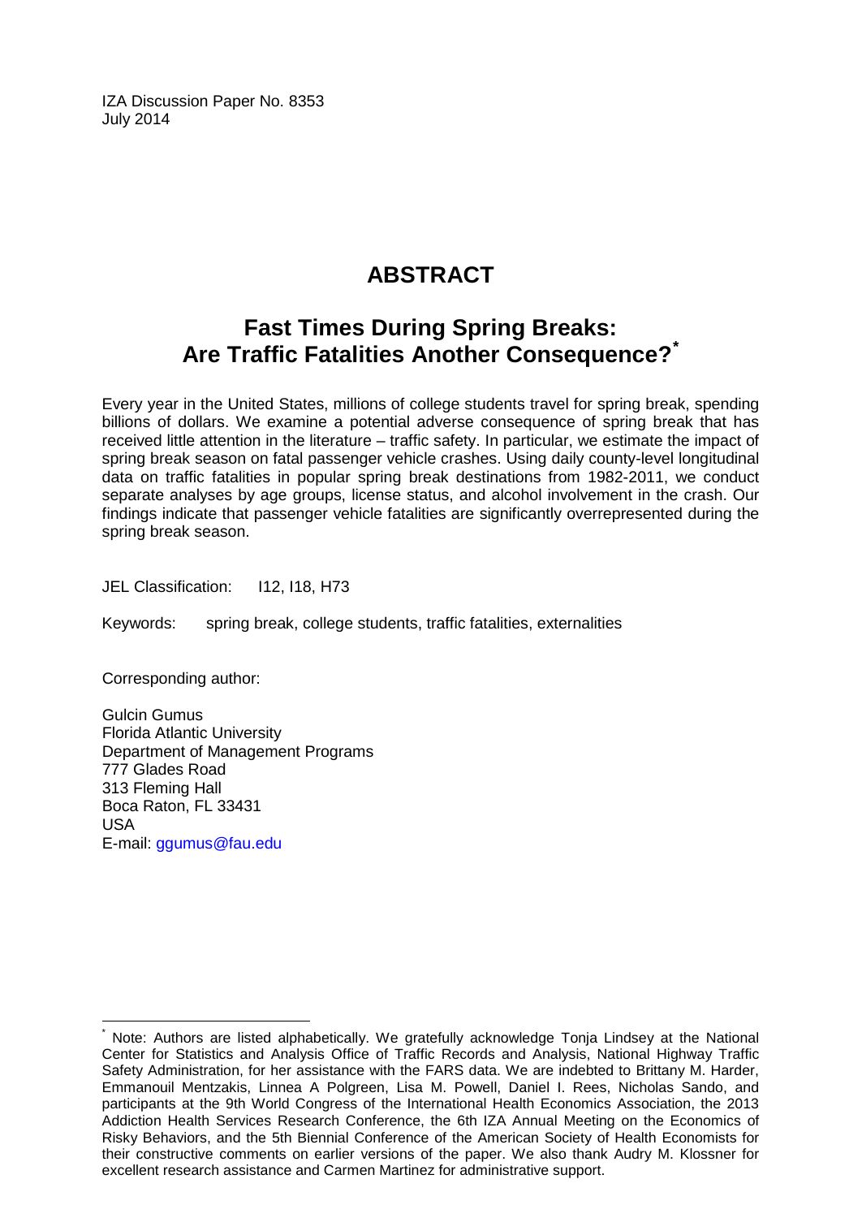IZA Discussion Paper No. 8353
July 2014

# ABSTRACT

## Fast Times During Spring Breaks: Are Traffic Fatalities Another Consequence?[*]

Every year in the United States, millions of college students travel for spring break, spending billions of dollars. We examine a potential adverse consequence of spring break that has received little attention in the literature – traffic safety. In particular, we estimate the impact of spring break season on fatal passenger vehicle crashes. Using daily county-level longitudinal data on traffic fatalities in popular spring break destinations from 1982-2011, we conduct separate analyses by age groups, license status, and alcohol involvement in the crash. Our findings indicate that passenger vehicle fatalities are significantly overrepresented during the spring break season.

JEL Classification: I12, I18, H73

Keywords: spring break, college students, traffic fatalities, externalities

Corresponding author:

Gulcin Gumus
Florida Atlantic University
Department of Management Programs
777 Glades Road
313 Fleming Hall
Boca Raton, FL 33431
USA
E-mail: ggumus@fau.edu

---

[*] Note: Authors are listed alphabetically. We gratefully acknowledge Tonja Lindsey at the National Center for Statistics and Analysis Office of Traffic Records and Analysis, National Highway Traffic Safety Administration, for her assistance with the FARS data. We are indebted to Brittany M. Harder, Emmanouil Mentzakis, Linnea A Polgreen, Lisa M. Powell, Daniel I. Rees, Nicholas Sando, and participants at the 9th World Congress of the International Health Economics Association, the 2013 Addiction Health Services Research Conference, the 6th IZA Annual Meeting on the Economics of Risky Behaviors, and the 5th Biennial Conference of the American Society of Health Economists for their constructive comments on earlier versions of the paper. We also thank Audry M. Klossner for excellent research assistance and Carmen Martinez for administrative support.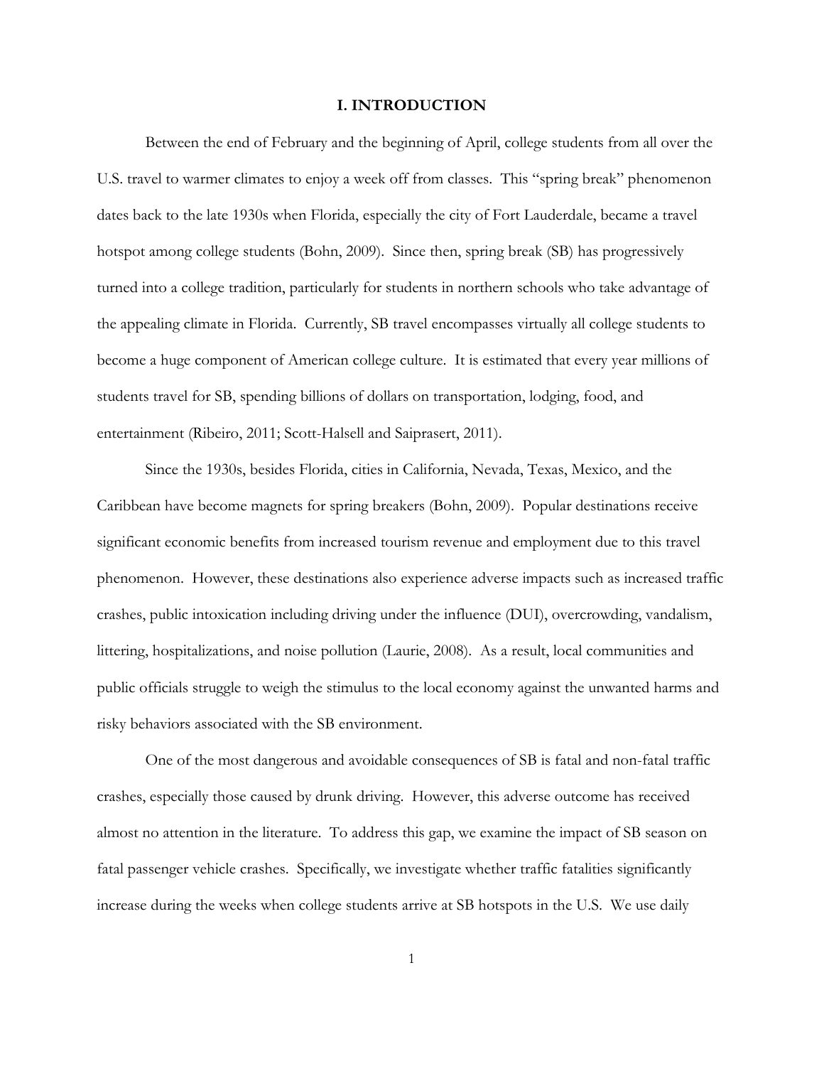# I. INTRODUCTION

Between the end of February and the beginning of April, college students from all over the U.S. travel to warmer climates to enjoy a week off from classes. This "spring break" phenomenon dates back to the late 1930s when Florida, especially the city of Fort Lauderdale, became a travel hotspot among college students (Bohn, 2009). Since then, spring break (SB) has progressively turned into a college tradition, particularly for students in northern schools who take advantage of the appealing climate in Florida. Currently, SB travel encompasses virtually all college students to become a huge component of American college culture. It is estimated that every year millions of students travel for SB, spending billions of dollars on transportation, lodging, food, and entertainment (Ribeiro, 2011; Scott-Halsell and Saiprasert, 2011).

Since the 1930s, besides Florida, cities in California, Nevada, Texas, Mexico, and the Caribbean have become magnets for spring breakers (Bohn, 2009). Popular destinations receive significant economic benefits from increased tourism revenue and employment due to this travel phenomenon. However, these destinations also experience adverse impacts such as increased traffic crashes, public intoxication including driving under the influence (DUI), overcrowding, vandalism, littering, hospitalizations, and noise pollution (Laurie, 2008). As a result, local communities and public officials struggle to weigh the stimulus to the local economy against the unwanted harms and risky behaviors associated with the SB environment.

One of the most dangerous and avoidable consequences of SB is fatal and non-fatal traffic crashes, especially those caused by drunk driving. However, this adverse outcome has received almost no attention in the literature. To address this gap, we examine the impact of SB season on fatal passenger vehicle crashes. Specifically, we investigate whether traffic fatalities significantly increase during the weeks when college students arrive at SB hotspots in the U.S. We use daily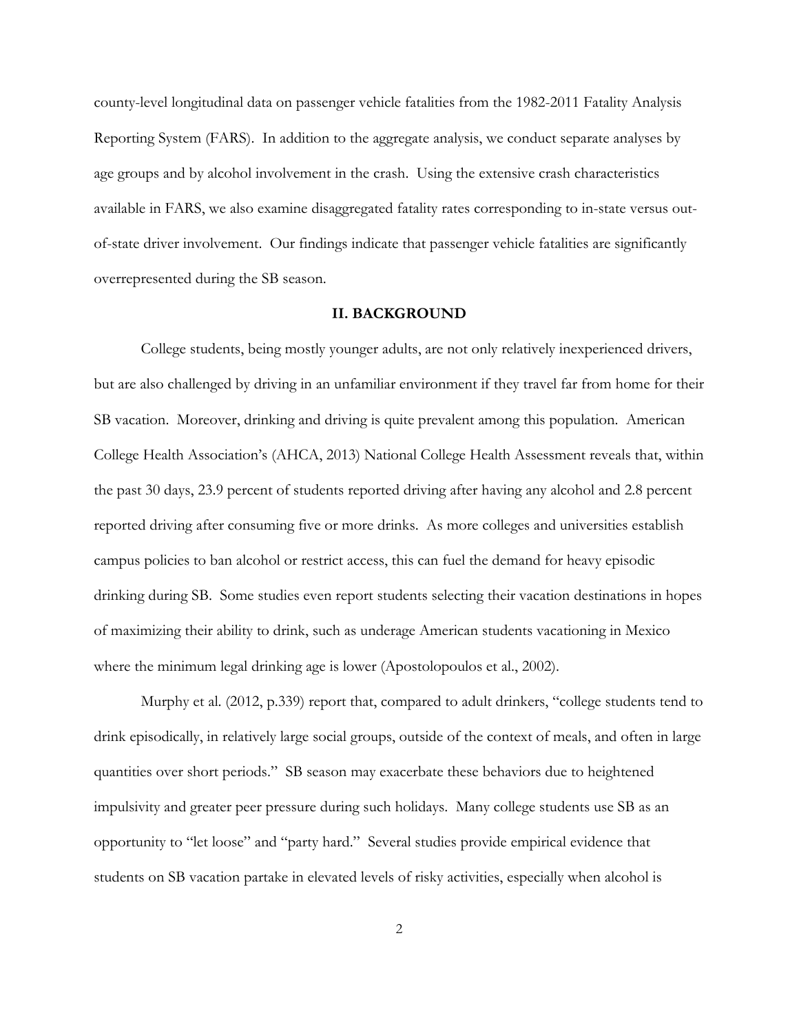county-level longitudinal data on passenger vehicle fatalities from the 1982-2011 Fatality Analysis Reporting System (FARS). In addition to the aggregate analysis, we conduct separate analyses by age groups and by alcohol involvement in the crash. Using the extensive crash characteristics available in FARS, we also examine disaggregated fatality rates corresponding to in-state versus out-of-state driver involvement. Our findings indicate that passenger vehicle fatalities are significantly overrepresented during the SB season.

## II. BACKGROUND

College students, being mostly younger adults, are not only relatively inexperienced drivers, but are also challenged by driving in an unfamiliar environment if they travel far from home for their SB vacation. Moreover, drinking and driving is quite prevalent among this population. American College Health Association's (AHCA, 2013) National College Health Assessment reveals that, within the past 30 days, 23.9 percent of students reported driving after having any alcohol and 2.8 percent reported driving after consuming five or more drinks. As more colleges and universities establish campus policies to ban alcohol or restrict access, this can fuel the demand for heavy episodic drinking during SB. Some studies even report students selecting their vacation destinations in hopes of maximizing their ability to drink, such as underage American students vacationing in Mexico where the minimum legal drinking age is lower (Apostolopoulos et al., 2002).

Murphy et al. (2012, p.339) report that, compared to adult drinkers, "college students tend to drink episodically, in relatively large social groups, outside of the context of meals, and often in large quantities over short periods." SB season may exacerbate these behaviors due to heightened impulsivity and greater peer pressure during such holidays. Many college students use SB as an opportunity to "let loose" and "party hard." Several studies provide empirical evidence that students on SB vacation partake in elevated levels of risky activities, especially when alcohol is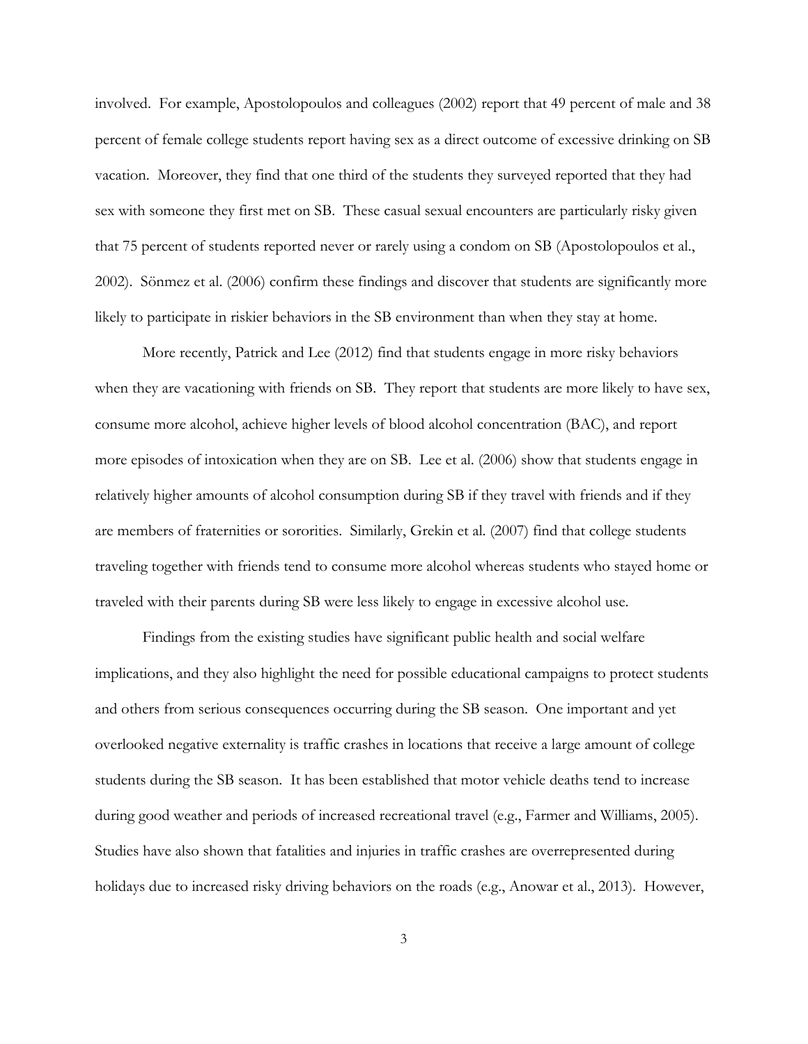involved. For example, Apostolopoulos and colleagues (2002) report that 49 percent of male and 38 percent of female college students report having sex as a direct outcome of excessive drinking on SB vacation. Moreover, they find that one third of the students they surveyed reported that they had sex with someone they first met on SB. These casual sexual encounters are particularly risky given that 75 percent of students reported never or rarely using a condom on SB (Apostolopoulos et al., 2002). Sönmez et al. (2006) confirm these findings and discover that students are significantly more likely to participate in riskier behaviors in the SB environment than when they stay at home.

More recently, Patrick and Lee (2012) find that students engage in more risky behaviors when they are vacationing with friends on SB. They report that students are more likely to have sex, consume more alcohol, achieve higher levels of blood alcohol concentration (BAC), and report more episodes of intoxication when they are on SB. Lee et al. (2006) show that students engage in relatively higher amounts of alcohol consumption during SB if they travel with friends and if they are members of fraternities or sororities. Similarly, Grekin et al. (2007) find that college students traveling together with friends tend to consume more alcohol whereas students who stayed home or traveled with their parents during SB were less likely to engage in excessive alcohol use.

Findings from the existing studies have significant public health and social welfare implications, and they also highlight the need for possible educational campaigns to protect students and others from serious consequences occurring during the SB season. One important and yet overlooked negative externality is traffic crashes in locations that receive a large amount of college students during the SB season. It has been established that motor vehicle deaths tend to increase during good weather and periods of increased recreational travel (e.g., Farmer and Williams, 2005). Studies have also shown that fatalities and injuries in traffic crashes are overrepresented during holidays due to increased risky driving behaviors on the roads (e.g., Anowar et al., 2013). However,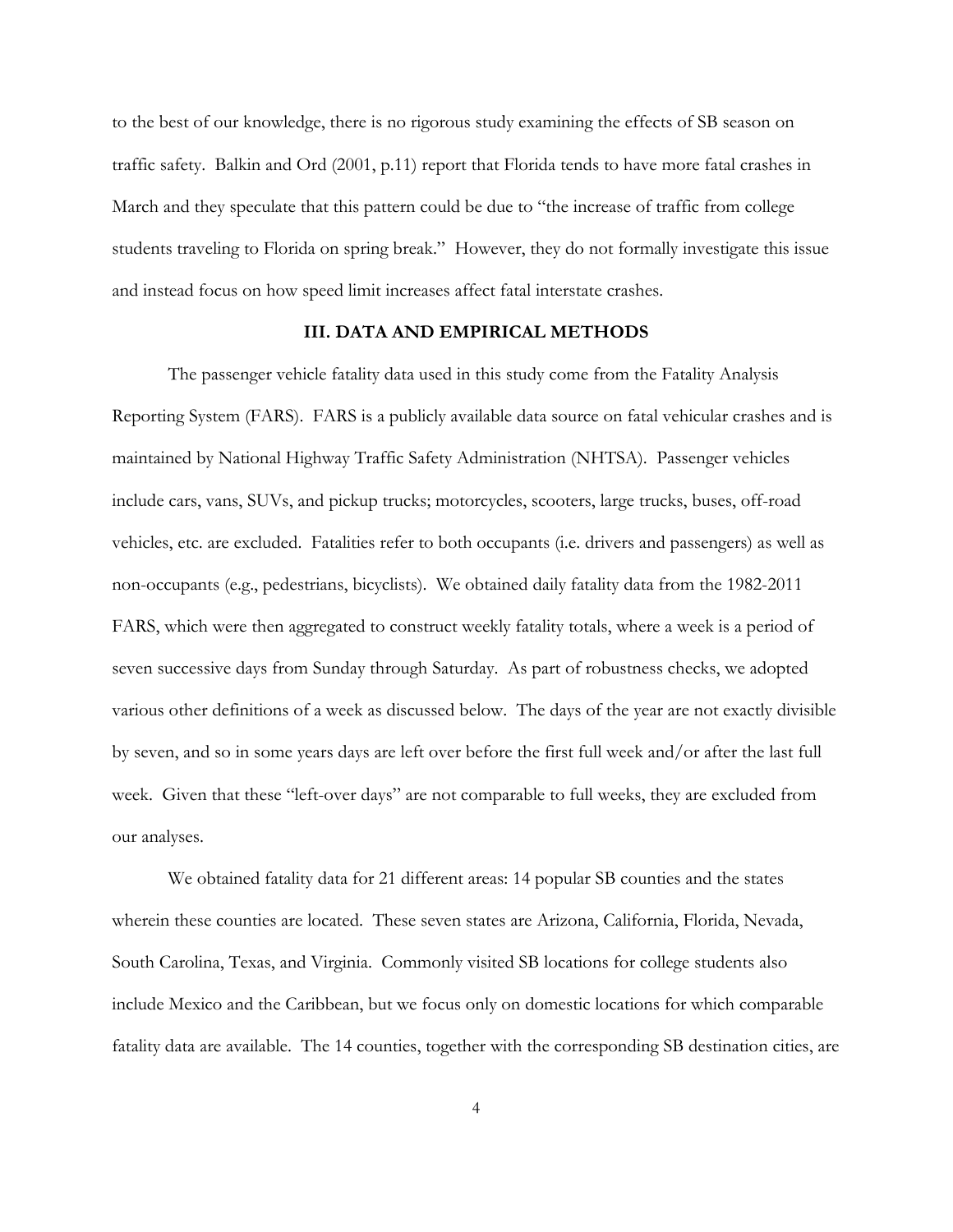to the best of our knowledge, there is no rigorous study examining the effects of SB season on traffic safety. Balkin and Ord (2001, p.11) report that Florida tends to have more fatal crashes in March and they speculate that this pattern could be due to "the increase of traffic from college students traveling to Florida on spring break." However, they do not formally investigate this issue and instead focus on how speed limit increases affect fatal interstate crashes.

## III. DATA AND EMPIRICAL METHODS

The passenger vehicle fatality data used in this study come from the Fatality Analysis Reporting System (FARS). FARS is a publicly available data source on fatal vehicular crashes and is maintained by National Highway Traffic Safety Administration (NHTSA). Passenger vehicles include cars, vans, SUVs, and pickup trucks; motorcycles, scooters, large trucks, buses, off-road vehicles, etc. are excluded. Fatalities refer to both occupants (i.e. drivers and passengers) as well as non-occupants (e.g., pedestrians, bicyclists). We obtained daily fatality data from the 1982-2011 FARS, which were then aggregated to construct weekly fatality totals, where a week is a period of seven successive days from Sunday through Saturday. As part of robustness checks, we adopted various other definitions of a week as discussed below. The days of the year are not exactly divisible by seven, and so in some years days are left over before the first full week and/or after the last full week. Given that these "left-over days" are not comparable to full weeks, they are excluded from our analyses.

We obtained fatality data for 21 different areas: 14 popular SB counties and the states wherein these counties are located. These seven states are Arizona, California, Florida, Nevada, South Carolina, Texas, and Virginia. Commonly visited SB locations for college students also include Mexico and the Caribbean, but we focus only on domestic locations for which comparable fatality data are available. The 14 counties, together with the corresponding SB destination cities, are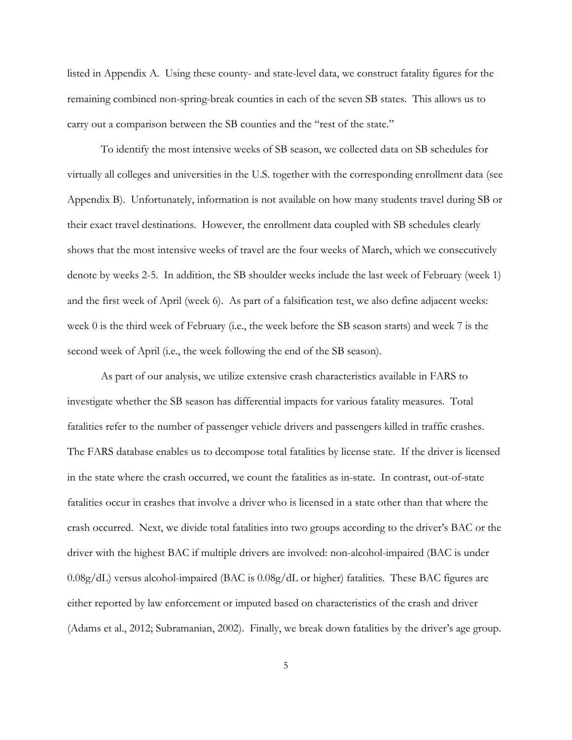listed in Appendix A. Using these county- and state-level data, we construct fatality figures for the remaining combined non-spring-break counties in each of the seven SB states. This allows us to carry out a comparison between the SB counties and the "rest of the state."

To identify the most intensive weeks of SB season, we collected data on SB schedules for virtually all colleges and universities in the U.S. together with the corresponding enrollment data (see Appendix B). Unfortunately, information is not available on how many students travel during SB or their exact travel destinations. However, the enrollment data coupled with SB schedules clearly shows that the most intensive weeks of travel are the four weeks of March, which we consecutively denote by weeks 2-5. In addition, the SB shoulder weeks include the last week of February (week 1) and the first week of April (week 6). As part of a falsification test, we also define adjacent weeks: week 0 is the third week of February (i.e., the week before the SB season starts) and week 7 is the second week of April (i.e., the week following the end of the SB season).

As part of our analysis, we utilize extensive crash characteristics available in FARS to investigate whether the SB season has differential impacts for various fatality measures. Total fatalities refer to the number of passenger vehicle drivers and passengers killed in traffic crashes. The FARS database enables us to decompose total fatalities by license state. If the driver is licensed in the state where the crash occurred, we count the fatalities as in-state. In contrast, out-of-state fatalities occur in crashes that involve a driver who is licensed in a state other than that where the crash occurred. Next, we divide total fatalities into two groups according to the driver's BAC or the driver with the highest BAC if multiple drivers are involved: non-alcohol-impaired (BAC is under 0.08g/dL) versus alcohol-impaired (BAC is 0.08g/dL or higher) fatalities. These BAC figures are either reported by law enforcement or imputed based on characteristics of the crash and driver (Adams et al., 2012; Subramanian, 2002). Finally, we break down fatalities by the driver's age group.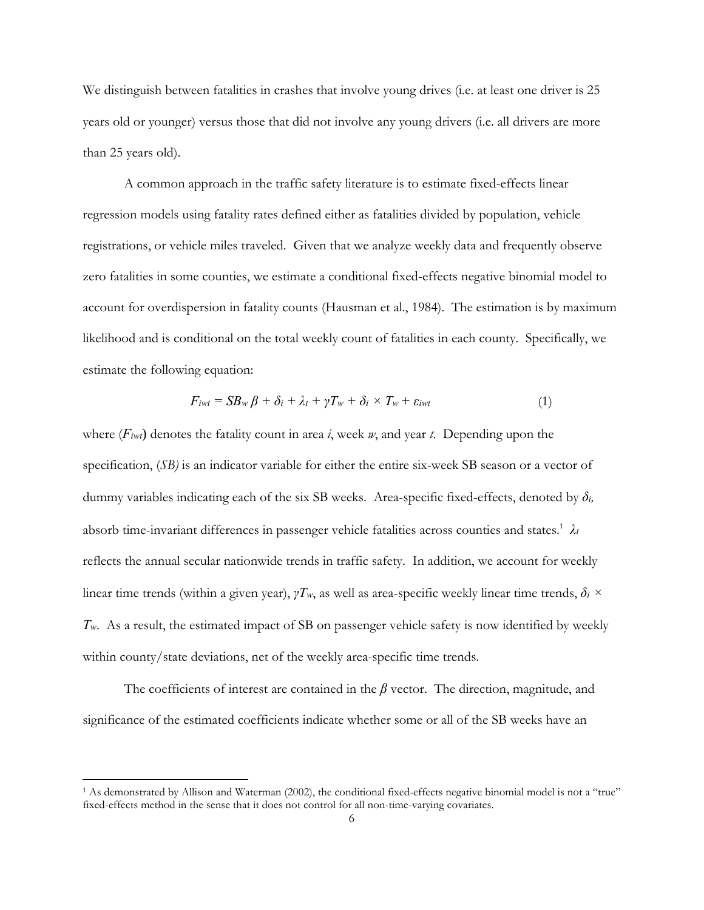We distinguish between fatalities in crashes that involve young drives (i.e. at least one driver is 25 years old or younger) versus those that did not involve any young drivers (i.e. all drivers are more than 25 years old).

A common approach in the traffic safety literature is to estimate fixed-effects linear regression models using fatality rates defined either as fatalities divided by population, vehicle registrations, or vehicle miles traveled. Given that we analyze weekly data and frequently observe zero fatalities in some counties, we estimate a conditional fixed-effects negative binomial model to account for overdispersion in fatality counts (Hausman et al., 1984). The estimation is by maximum likelihood and is conditional on the total weekly count of fatalities in each county. Specifically, we estimate the following equation:

$$F_{iwt} = SB_w\,\beta + \delta_i + \lambda_t + \gamma T_w + \delta_i \times T_w + \varepsilon_{iwt} \tag{1}$$

where ($F_{iwt}$) denotes the fatality count in area *i*, week *w*, and year *t*. Depending upon the specification, (*SB)* is an indicator variable for either the entire six-week SB season or a vector of dummy variables indicating each of the six SB weeks. Area-specific fixed-effects, denoted by $\delta_i$, absorb time-invariant differences in passenger vehicle fatalities across counties and states.[1] $\lambda_t$ reflects the annual secular nationwide trends in traffic safety. In addition, we account for weekly linear time trends (within a given year), $\gamma T_w$, as well as area-specific weekly linear time trends, $\delta_i \times T_w$. As a result, the estimated impact of SB on passenger vehicle safety is now identified by weekly within county/state deviations, net of the weekly area-specific time trends.

The coefficients of interest are contained in the $\beta$ vector. The direction, magnitude, and significance of the estimated coefficients indicate whether some or all of the SB weeks have an

[1] As demonstrated by Allison and Waterman (2002), the conditional fixed-effects negative binomial model is not a "true" fixed-effects method in the sense that it does not control for all non-time-varying covariates.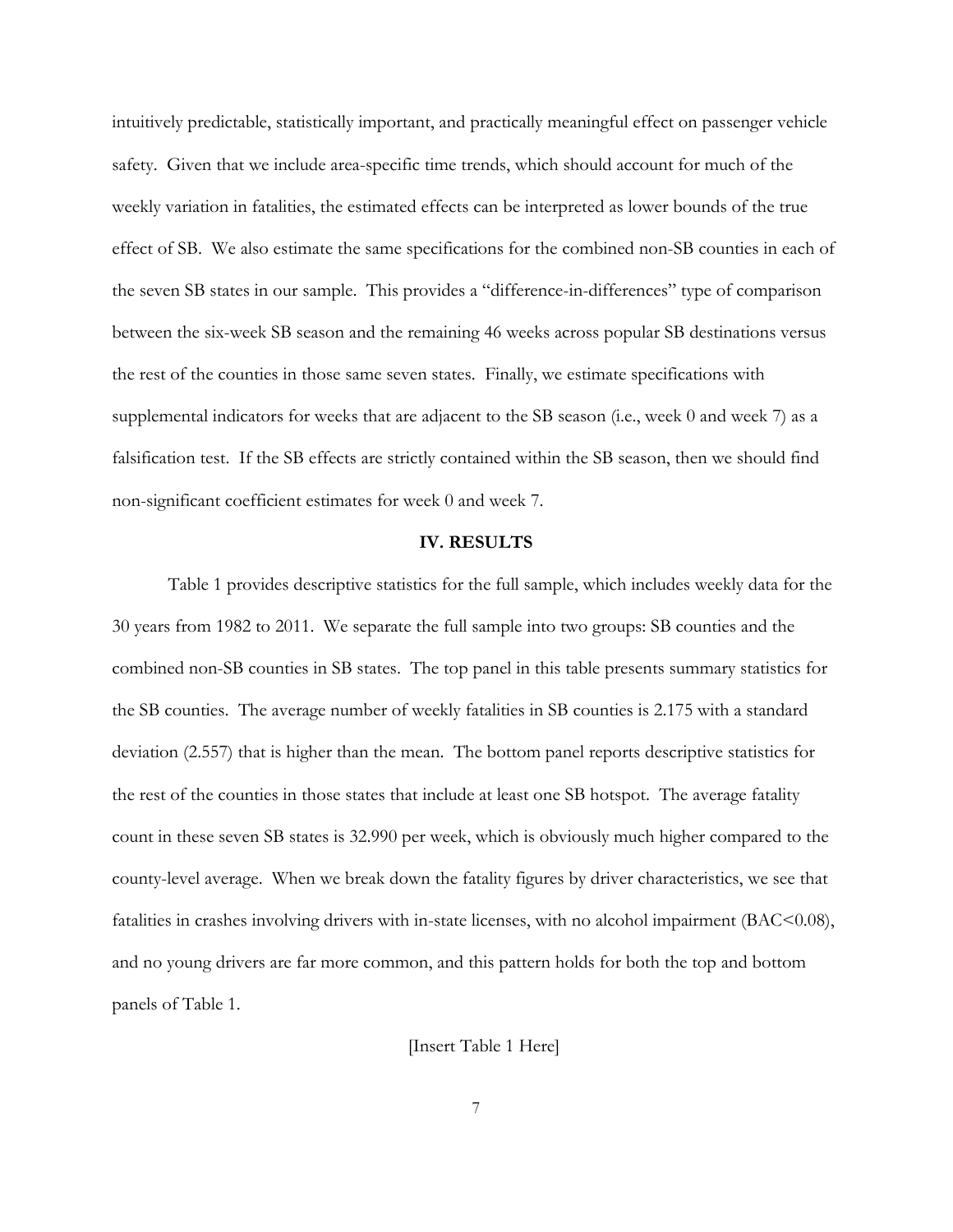intuitively predictable, statistically important, and practically meaningful effect on passenger vehicle safety. Given that we include area-specific time trends, which should account for much of the weekly variation in fatalities, the estimated effects can be interpreted as lower bounds of the true effect of SB. We also estimate the same specifications for the combined non-SB counties in each of the seven SB states in our sample. This provides a "difference-in-differences" type of comparison between the six-week SB season and the remaining 46 weeks across popular SB destinations versus the rest of the counties in those same seven states. Finally, we estimate specifications with supplemental indicators for weeks that are adjacent to the SB season (i.e., week 0 and week 7) as a falsification test. If the SB effects are strictly contained within the SB season, then we should find non-significant coefficient estimates for week 0 and week 7.

## IV. RESULTS

Table 1 provides descriptive statistics for the full sample, which includes weekly data for the 30 years from 1982 to 2011. We separate the full sample into two groups: SB counties and the combined non-SB counties in SB states. The top panel in this table presents summary statistics for the SB counties. The average number of weekly fatalities in SB counties is 2.175 with a standard deviation (2.557) that is higher than the mean. The bottom panel reports descriptive statistics for the rest of the counties in those states that include at least one SB hotspot. The average fatality count in these seven SB states is 32.990 per week, which is obviously much higher compared to the county-level average. When we break down the fatality figures by driver characteristics, we see that fatalities in crashes involving drivers with in-state licenses, with no alcohol impairment (BAC<0.08), and no young drivers are far more common, and this pattern holds for both the top and bottom panels of Table 1.

[Insert Table 1 Here]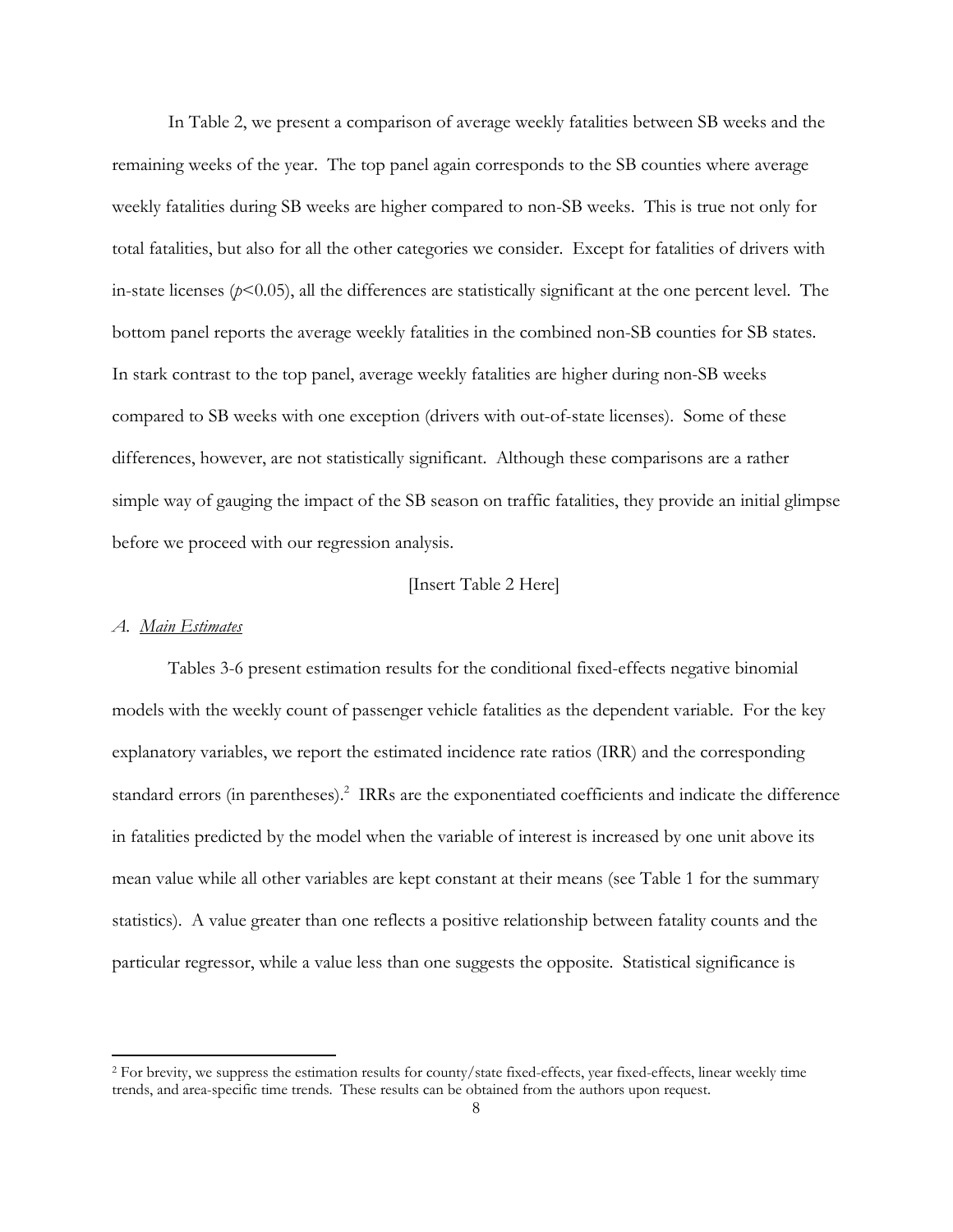In Table 2, we present a comparison of average weekly fatalities between SB weeks and the remaining weeks of the year. The top panel again corresponds to the SB counties where average weekly fatalities during SB weeks are higher compared to non-SB weeks. This is true not only for total fatalities, but also for all the other categories we consider. Except for fatalities of drivers with in-state licenses ($p<0.05$), all the differences are statistically significant at the one percent level. The bottom panel reports the average weekly fatalities in the combined non-SB counties for SB states. In stark contrast to the top panel, average weekly fatalities are higher during non-SB weeks compared to SB weeks with one exception (drivers with out-of-state licenses). Some of these differences, however, are not statistically significant. Although these comparisons are a rather simple way of gauging the impact of the SB season on traffic fatalities, they provide an initial glimpse before we proceed with our regression analysis.

[Insert Table 2 Here]

### *A. Main Estimates*

Tables 3-6 present estimation results for the conditional fixed-effects negative binomial models with the weekly count of passenger vehicle fatalities as the dependent variable. For the key explanatory variables, we report the estimated incidence rate ratios (IRR) and the corresponding standard errors (in parentheses).[2] IRRs are the exponentiated coefficients and indicate the difference in fatalities predicted by the model when the variable of interest is increased by one unit above its mean value while all other variables are kept constant at their means (see Table 1 for the summary statistics). A value greater than one reflects a positive relationship between fatality counts and the particular regressor, while a value less than one suggests the opposite. Statistical significance is

[2] For brevity, we suppress the estimation results for county/state fixed-effects, year fixed-effects, linear weekly time trends, and area-specific time trends. These results can be obtained from the authors upon request.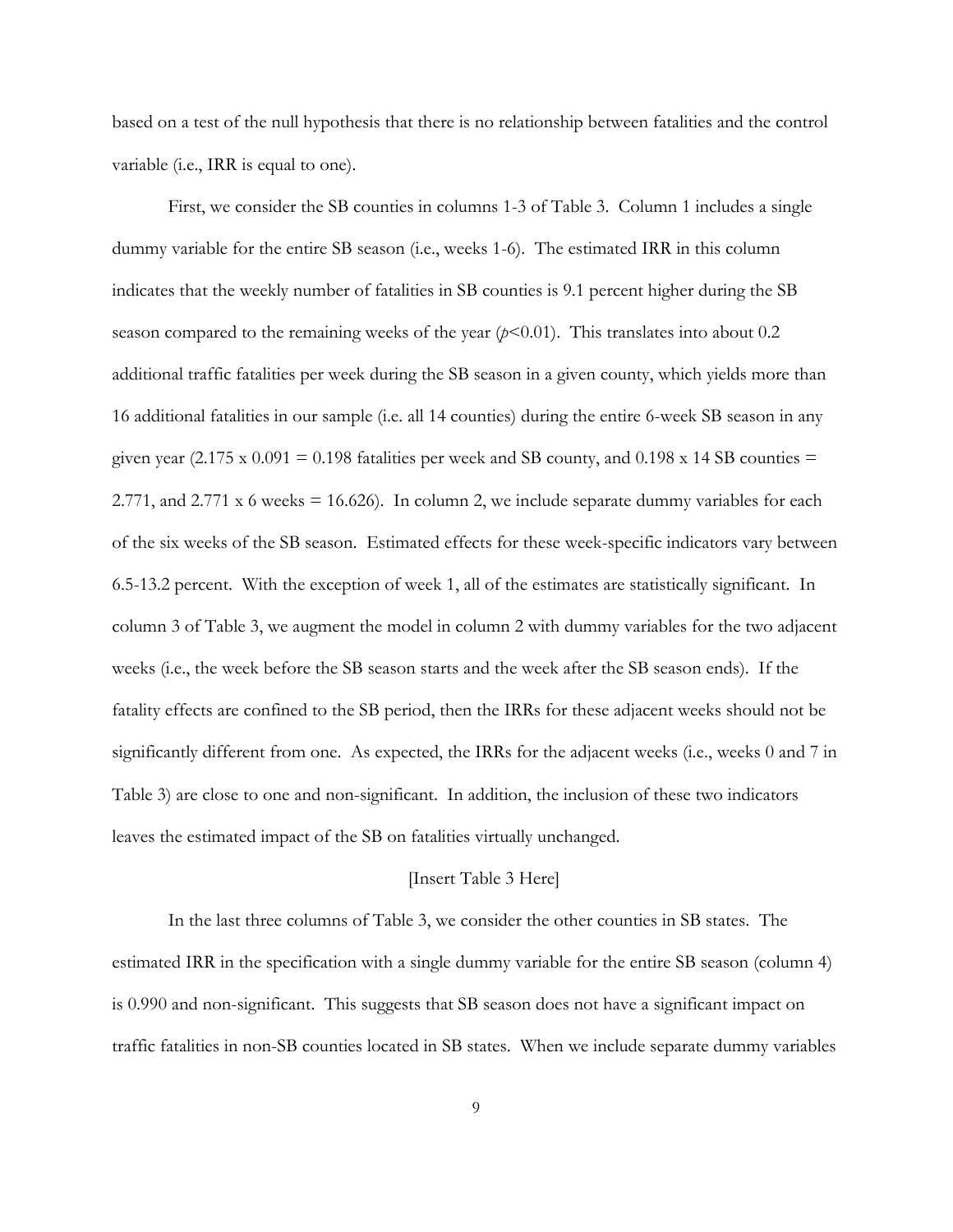based on a test of the null hypothesis that there is no relationship between fatalities and the control variable (i.e., IRR is equal to one).

First, we consider the SB counties in columns 1-3 of Table 3. Column 1 includes a single dummy variable for the entire SB season (i.e., weeks 1-6). The estimated IRR in this column indicates that the weekly number of fatalities in SB counties is 9.1 percent higher during the SB season compared to the remaining weeks of the year ($p$<0.01). This translates into about 0.2 additional traffic fatalities per week during the SB season in a given county, which yields more than 16 additional fatalities in our sample (i.e. all 14 counties) during the entire 6-week SB season in any given year (2.175 x 0.091 = 0.198 fatalities per week and SB county, and 0.198 x 14 SB counties = 2.771, and 2.771 x 6 weeks = 16.626). In column 2, we include separate dummy variables for each of the six weeks of the SB season. Estimated effects for these week-specific indicators vary between 6.5-13.2 percent. With the exception of week 1, all of the estimates are statistically significant. In column 3 of Table 3, we augment the model in column 2 with dummy variables for the two adjacent weeks (i.e., the week before the SB season starts and the week after the SB season ends). If the fatality effects are confined to the SB period, then the IRRs for these adjacent weeks should not be significantly different from one. As expected, the IRRs for the adjacent weeks (i.e., weeks 0 and 7 in Table 3) are close to one and non-significant. In addition, the inclusion of these two indicators leaves the estimated impact of the SB on fatalities virtually unchanged.

[Insert Table 3 Here]

In the last three columns of Table 3, we consider the other counties in SB states. The estimated IRR in the specification with a single dummy variable for the entire SB season (column 4) is 0.990 and non-significant. This suggests that SB season does not have a significant impact on traffic fatalities in non-SB counties located in SB states. When we include separate dummy variables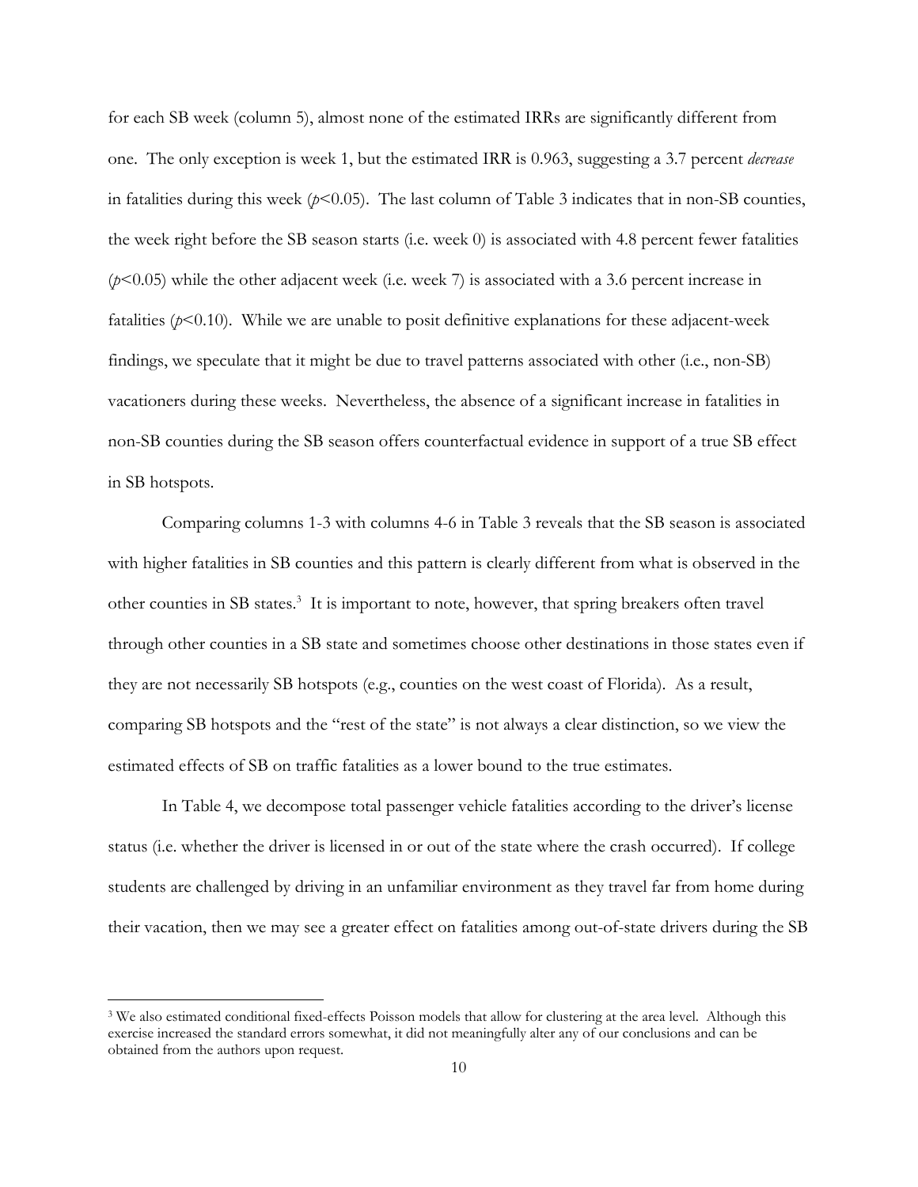for each SB week (column 5), almost none of the estimated IRRs are significantly different from one. The only exception is week 1, but the estimated IRR is 0.963, suggesting a 3.7 percent *decrease* in fatalities during this week ($p<0.05$). The last column of Table 3 indicates that in non-SB counties, the week right before the SB season starts (i.e. week 0) is associated with 4.8 percent fewer fatalities ($p<0.05$) while the other adjacent week (i.e. week 7) is associated with a 3.6 percent increase in fatalities ($p<0.10$). While we are unable to posit definitive explanations for these adjacent-week findings, we speculate that it might be due to travel patterns associated with other (i.e., non-SB) vacationers during these weeks. Nevertheless, the absence of a significant increase in fatalities in non-SB counties during the SB season offers counterfactual evidence in support of a true SB effect in SB hotspots.

Comparing columns 1-3 with columns 4-6 in Table 3 reveals that the SB season is associated with higher fatalities in SB counties and this pattern is clearly different from what is observed in the other counties in SB states.[3] It is important to note, however, that spring breakers often travel through other counties in a SB state and sometimes choose other destinations in those states even if they are not necessarily SB hotspots (e.g., counties on the west coast of Florida). As a result, comparing SB hotspots and the "rest of the state" is not always a clear distinction, so we view the estimated effects of SB on traffic fatalities as a lower bound to the true estimates.

In Table 4, we decompose total passenger vehicle fatalities according to the driver's license status (i.e. whether the driver is licensed in or out of the state where the crash occurred). If college students are challenged by driving in an unfamiliar environment as they travel far from home during their vacation, then we may see a greater effect on fatalities among out-of-state drivers during the SB

[3] We also estimated conditional fixed-effects Poisson models that allow for clustering at the area level. Although this exercise increased the standard errors somewhat, it did not meaningfully alter any of our conclusions and can be obtained from the authors upon request.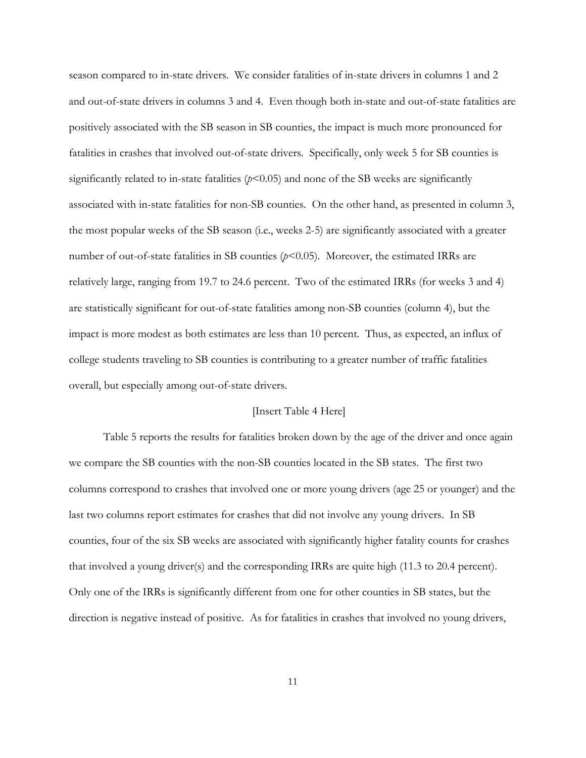season compared to in-state drivers. We consider fatalities of in-state drivers in columns 1 and 2 and out-of-state drivers in columns 3 and 4. Even though both in-state and out-of-state fatalities are positively associated with the SB season in SB counties, the impact is much more pronounced for fatalities in crashes that involved out-of-state drivers. Specifically, only week 5 for SB counties is significantly related to in-state fatalities ($p<0.05$) and none of the SB weeks are significantly associated with in-state fatalities for non-SB counties. On the other hand, as presented in column 3, the most popular weeks of the SB season (i.e., weeks 2-5) are significantly associated with a greater number of out-of-state fatalities in SB counties ($p<0.05$). Moreover, the estimated IRRs are relatively large, ranging from 19.7 to 24.6 percent. Two of the estimated IRRs (for weeks 3 and 4) are statistically significant for out-of-state fatalities among non-SB counties (column 4), but the impact is more modest as both estimates are less than 10 percent. Thus, as expected, an influx of college students traveling to SB counties is contributing to a greater number of traffic fatalities overall, but especially among out-of-state drivers.

[Insert Table 4 Here]

Table 5 reports the results for fatalities broken down by the age of the driver and once again we compare the SB counties with the non-SB counties located in the SB states. The first two columns correspond to crashes that involved one or more young drivers (age 25 or younger) and the last two columns report estimates for crashes that did not involve any young drivers. In SB counties, four of the six SB weeks are associated with significantly higher fatality counts for crashes that involved a young driver(s) and the corresponding IRRs are quite high (11.3 to 20.4 percent). Only one of the IRRs is significantly different from one for other counties in SB states, but the direction is negative instead of positive. As for fatalities in crashes that involved no young drivers,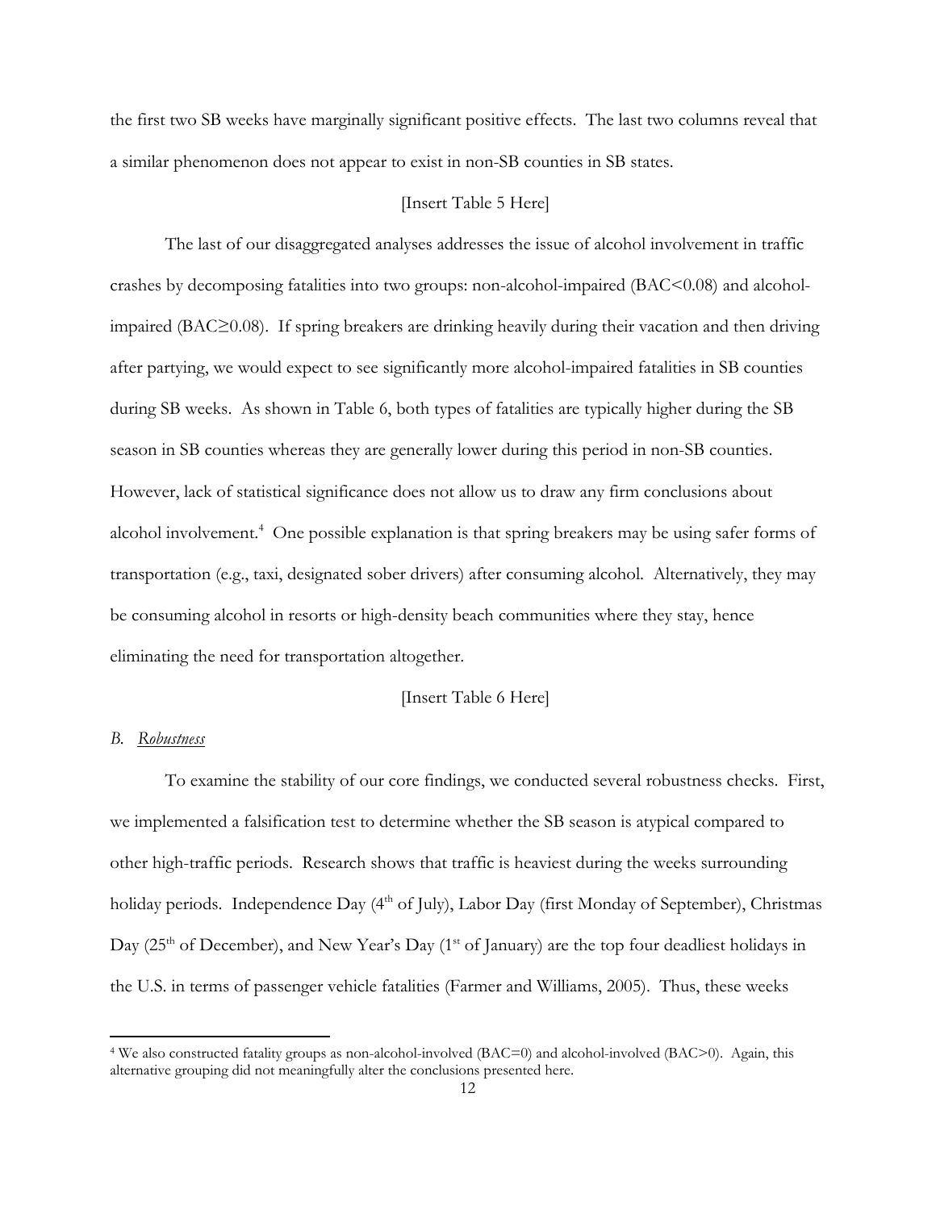the first two SB weeks have marginally significant positive effects. The last two columns reveal that a similar phenomenon does not appear to exist in non-SB counties in SB states.

[Insert Table 5 Here]

The last of our disaggregated analyses addresses the issue of alcohol involvement in traffic crashes by decomposing fatalities into two groups: non-alcohol-impaired (BAC<0.08) and alcohol-impaired (BAC≥0.08). If spring breakers are drinking heavily during their vacation and then driving after partying, we would expect to see significantly more alcohol-impaired fatalities in SB counties during SB weeks. As shown in Table 6, both types of fatalities are typically higher during the SB season in SB counties whereas they are generally lower during this period in non-SB counties. However, lack of statistical significance does not allow us to draw any firm conclusions about alcohol involvement.[4] One possible explanation is that spring breakers may be using safer forms of transportation (e.g., taxi, designated sober drivers) after consuming alcohol. Alternatively, they may be consuming alcohol in resorts or high-density beach communities where they stay, hence eliminating the need for transportation altogether.

[Insert Table 6 Here]

*B. Robustness*

To examine the stability of our core findings, we conducted several robustness checks. First, we implemented a falsification test to determine whether the SB season is atypical compared to other high-traffic periods. Research shows that traffic is heaviest during the weeks surrounding holiday periods. Independence Day (4th of July), Labor Day (first Monday of September), Christmas Day (25th of December), and New Year's Day (1st of January) are the top four deadliest holidays in the U.S. in terms of passenger vehicle fatalities (Farmer and Williams, 2005). Thus, these weeks

[4] We also constructed fatality groups as non-alcohol-involved (BAC=0) and alcohol-involved (BAC>0). Again, this alternative grouping did not meaningfully alter the conclusions presented here.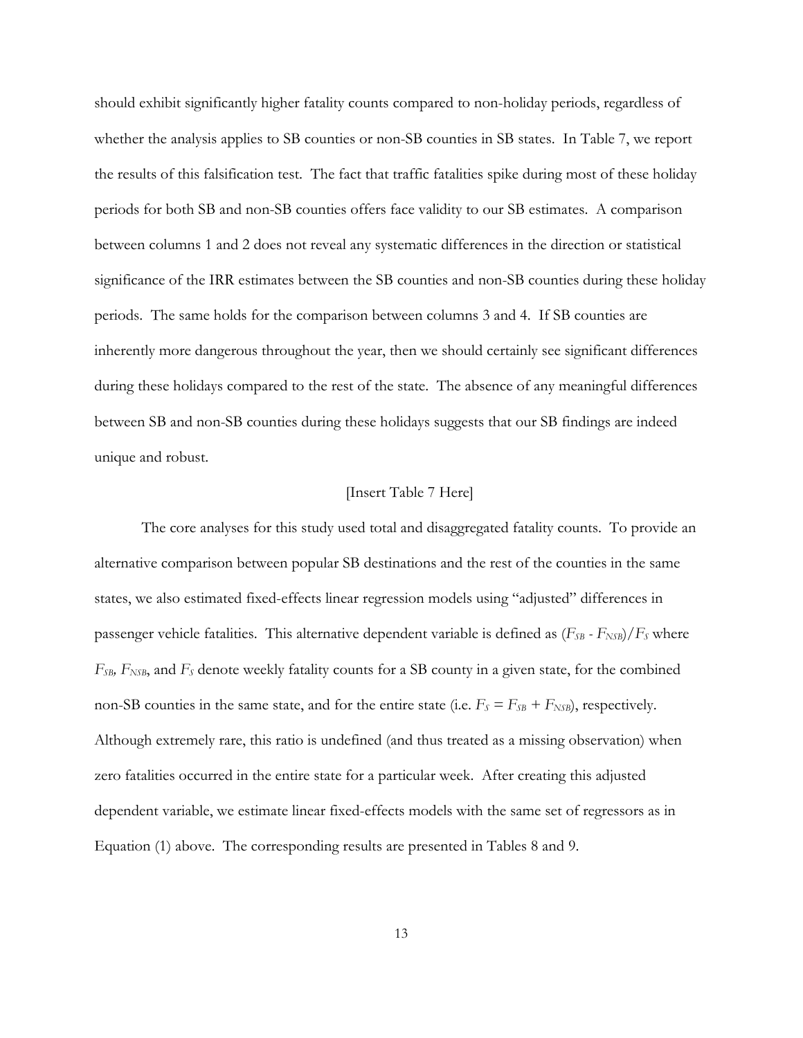should exhibit significantly higher fatality counts compared to non-holiday periods, regardless of whether the analysis applies to SB counties or non-SB counties in SB states. In Table 7, we report the results of this falsification test. The fact that traffic fatalities spike during most of these holiday periods for both SB and non-SB counties offers face validity to our SB estimates. A comparison between columns 1 and 2 does not reveal any systematic differences in the direction or statistical significance of the IRR estimates between the SB counties and non-SB counties during these holiday periods. The same holds for the comparison between columns 3 and 4. If SB counties are inherently more dangerous throughout the year, then we should certainly see significant differences during these holidays compared to the rest of the state. The absence of any meaningful differences between SB and non-SB counties during these holidays suggests that our SB findings are indeed unique and robust.

[Insert Table 7 Here]

The core analyses for this study used total and disaggregated fatality counts. To provide an alternative comparison between popular SB destinations and the rest of the counties in the same states, we also estimated fixed-effects linear regression models using "adjusted" differences in passenger vehicle fatalities. This alternative dependent variable is defined as $(F_{SB} - F_{NSB})/F_S$ where $F_{SB}$, $F_{NSB}$, and $F_S$ denote weekly fatality counts for a SB county in a given state, for the combined non-SB counties in the same state, and for the entire state (i.e. $F_S = F_{SB} + F_{NSB}$), respectively. Although extremely rare, this ratio is undefined (and thus treated as a missing observation) when zero fatalities occurred in the entire state for a particular week. After creating this adjusted dependent variable, we estimate linear fixed-effects models with the same set of regressors as in Equation (1) above. The corresponding results are presented in Tables 8 and 9.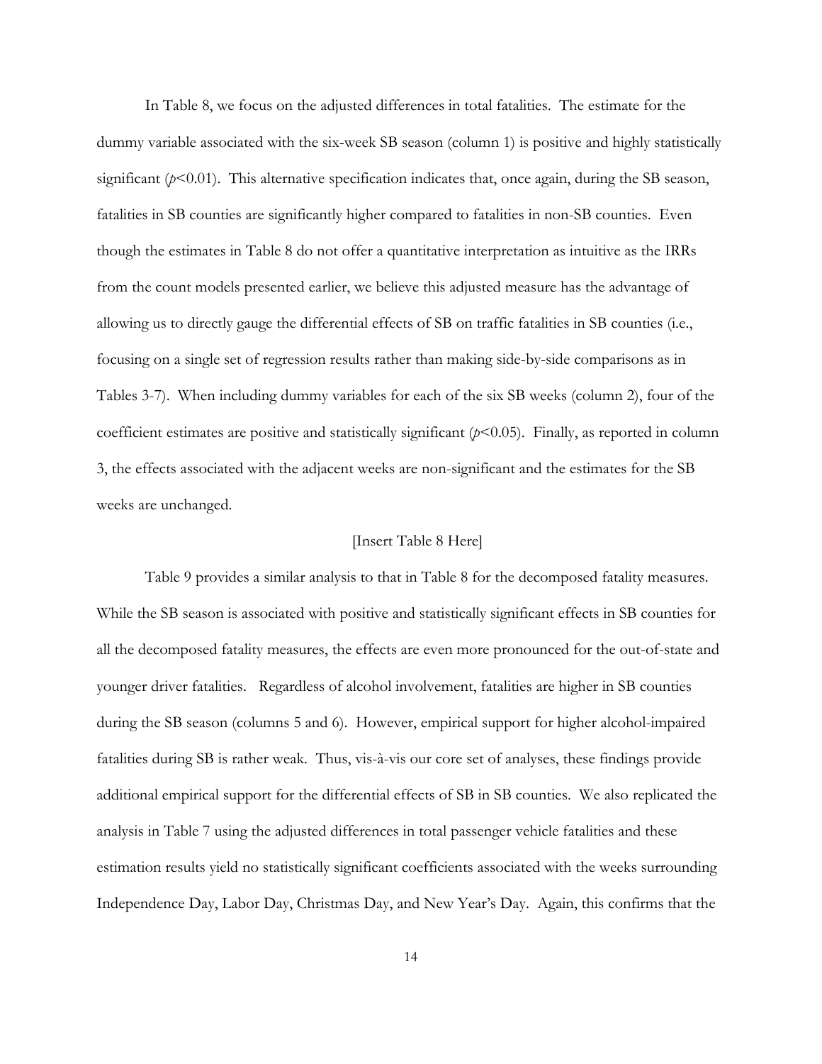In Table 8, we focus on the adjusted differences in total fatalities. The estimate for the dummy variable associated with the six-week SB season (column 1) is positive and highly statistically significant ($p<0.01$). This alternative specification indicates that, once again, during the SB season, fatalities in SB counties are significantly higher compared to fatalities in non-SB counties. Even though the estimates in Table 8 do not offer a quantitative interpretation as intuitive as the IRRs from the count models presented earlier, we believe this adjusted measure has the advantage of allowing us to directly gauge the differential effects of SB on traffic fatalities in SB counties (i.e., focusing on a single set of regression results rather than making side-by-side comparisons as in Tables 3-7). When including dummy variables for each of the six SB weeks (column 2), four of the coefficient estimates are positive and statistically significant ($p<0.05$). Finally, as reported in column 3, the effects associated with the adjacent weeks are non-significant and the estimates for the SB weeks are unchanged.

[Insert Table 8 Here]

Table 9 provides a similar analysis to that in Table 8 for the decomposed fatality measures. While the SB season is associated with positive and statistically significant effects in SB counties for all the decomposed fatality measures, the effects are even more pronounced for the out-of-state and younger driver fatalities. Regardless of alcohol involvement, fatalities are higher in SB counties during the SB season (columns 5 and 6). However, empirical support for higher alcohol-impaired fatalities during SB is rather weak. Thus, vis-à-vis our core set of analyses, these findings provide additional empirical support for the differential effects of SB in SB counties. We also replicated the analysis in Table 7 using the adjusted differences in total passenger vehicle fatalities and these estimation results yield no statistically significant coefficients associated with the weeks surrounding Independence Day, Labor Day, Christmas Day, and New Year's Day. Again, this confirms that the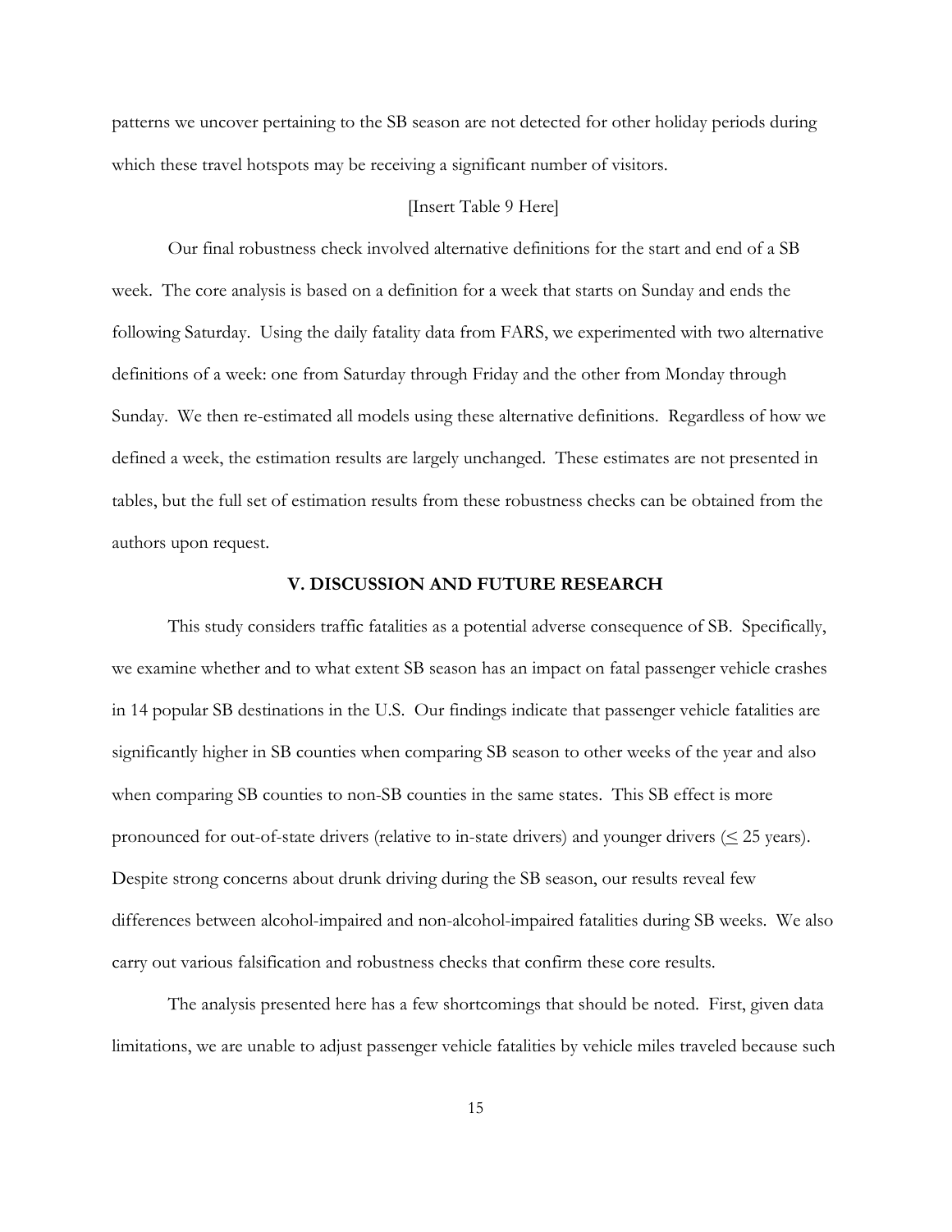patterns we uncover pertaining to the SB season are not detected for other holiday periods during which these travel hotspots may be receiving a significant number of visitors.

[Insert Table 9 Here]

Our final robustness check involved alternative definitions for the start and end of a SB week. The core analysis is based on a definition for a week that starts on Sunday and ends the following Saturday. Using the daily fatality data from FARS, we experimented with two alternative definitions of a week: one from Saturday through Friday and the other from Monday through Sunday. We then re-estimated all models using these alternative definitions. Regardless of how we defined a week, the estimation results are largely unchanged. These estimates are not presented in tables, but the full set of estimation results from these robustness checks can be obtained from the authors upon request.

## V. DISCUSSION AND FUTURE RESEARCH

This study considers traffic fatalities as a potential adverse consequence of SB. Specifically, we examine whether and to what extent SB season has an impact on fatal passenger vehicle crashes in 14 popular SB destinations in the U.S. Our findings indicate that passenger vehicle fatalities are significantly higher in SB counties when comparing SB season to other weeks of the year and also when comparing SB counties to non-SB counties in the same states. This SB effect is more pronounced for out-of-state drivers (relative to in-state drivers) and younger drivers ($\leq$ 25 years). Despite strong concerns about drunk driving during the SB season, our results reveal few differences between alcohol-impaired and non-alcohol-impaired fatalities during SB weeks. We also carry out various falsification and robustness checks that confirm these core results.

The analysis presented here has a few shortcomings that should be noted. First, given data limitations, we are unable to adjust passenger vehicle fatalities by vehicle miles traveled because such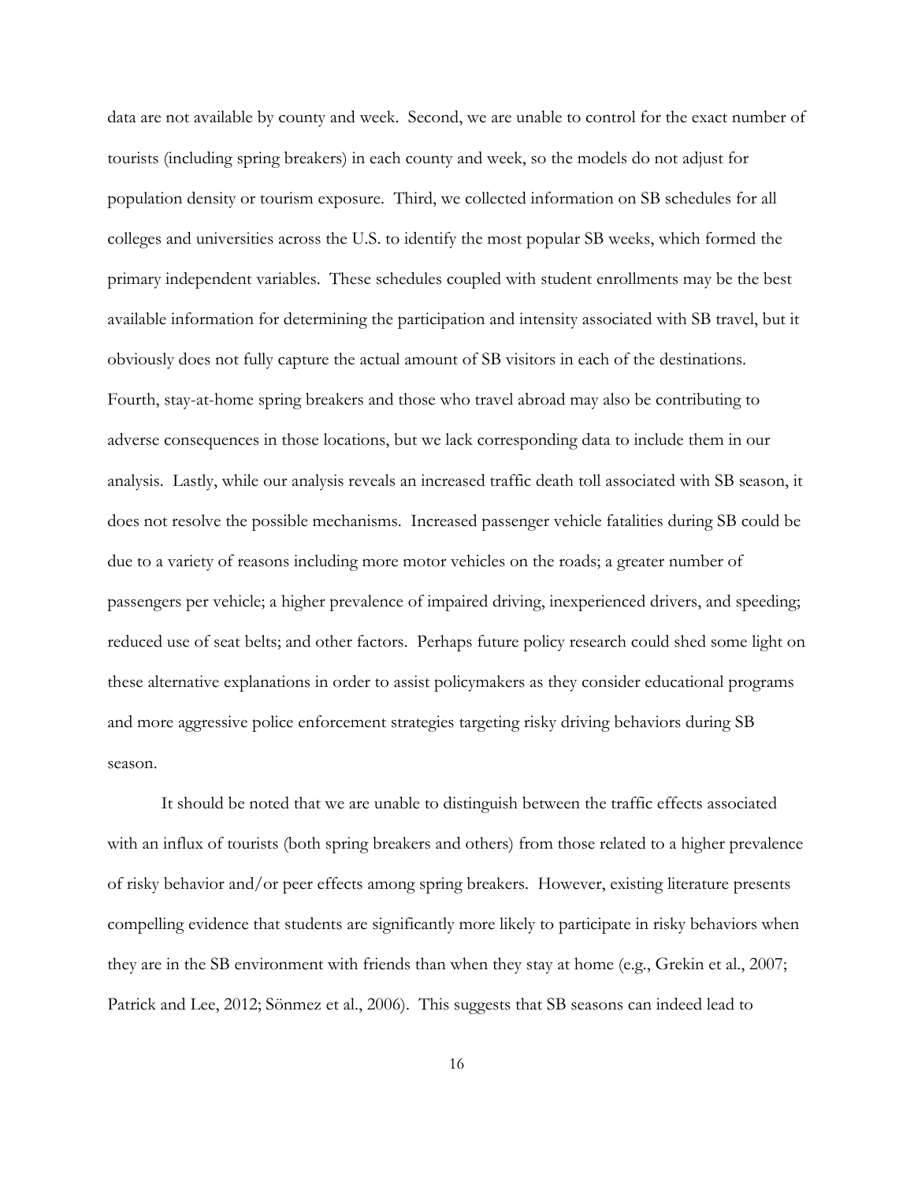data are not available by county and week. Second, we are unable to control for the exact number of tourists (including spring breakers) in each county and week, so the models do not adjust for population density or tourism exposure. Third, we collected information on SB schedules for all colleges and universities across the U.S. to identify the most popular SB weeks, which formed the primary independent variables. These schedules coupled with student enrollments may be the best available information for determining the participation and intensity associated with SB travel, but it obviously does not fully capture the actual amount of SB visitors in each of the destinations. Fourth, stay-at-home spring breakers and those who travel abroad may also be contributing to adverse consequences in those locations, but we lack corresponding data to include them in our analysis. Lastly, while our analysis reveals an increased traffic death toll associated with SB season, it does not resolve the possible mechanisms. Increased passenger vehicle fatalities during SB could be due to a variety of reasons including more motor vehicles on the roads; a greater number of passengers per vehicle; a higher prevalence of impaired driving, inexperienced drivers, and speeding; reduced use of seat belts; and other factors. Perhaps future policy research could shed some light on these alternative explanations in order to assist policymakers as they consider educational programs and more aggressive police enforcement strategies targeting risky driving behaviors during SB season.

It should be noted that we are unable to distinguish between the traffic effects associated with an influx of tourists (both spring breakers and others) from those related to a higher prevalence of risky behavior and/or peer effects among spring breakers. However, existing literature presents compelling evidence that students are significantly more likely to participate in risky behaviors when they are in the SB environment with friends than when they stay at home (e.g., Grekin et al., 2007; Patrick and Lee, 2012; Sönmez et al., 2006). This suggests that SB seasons can indeed lead to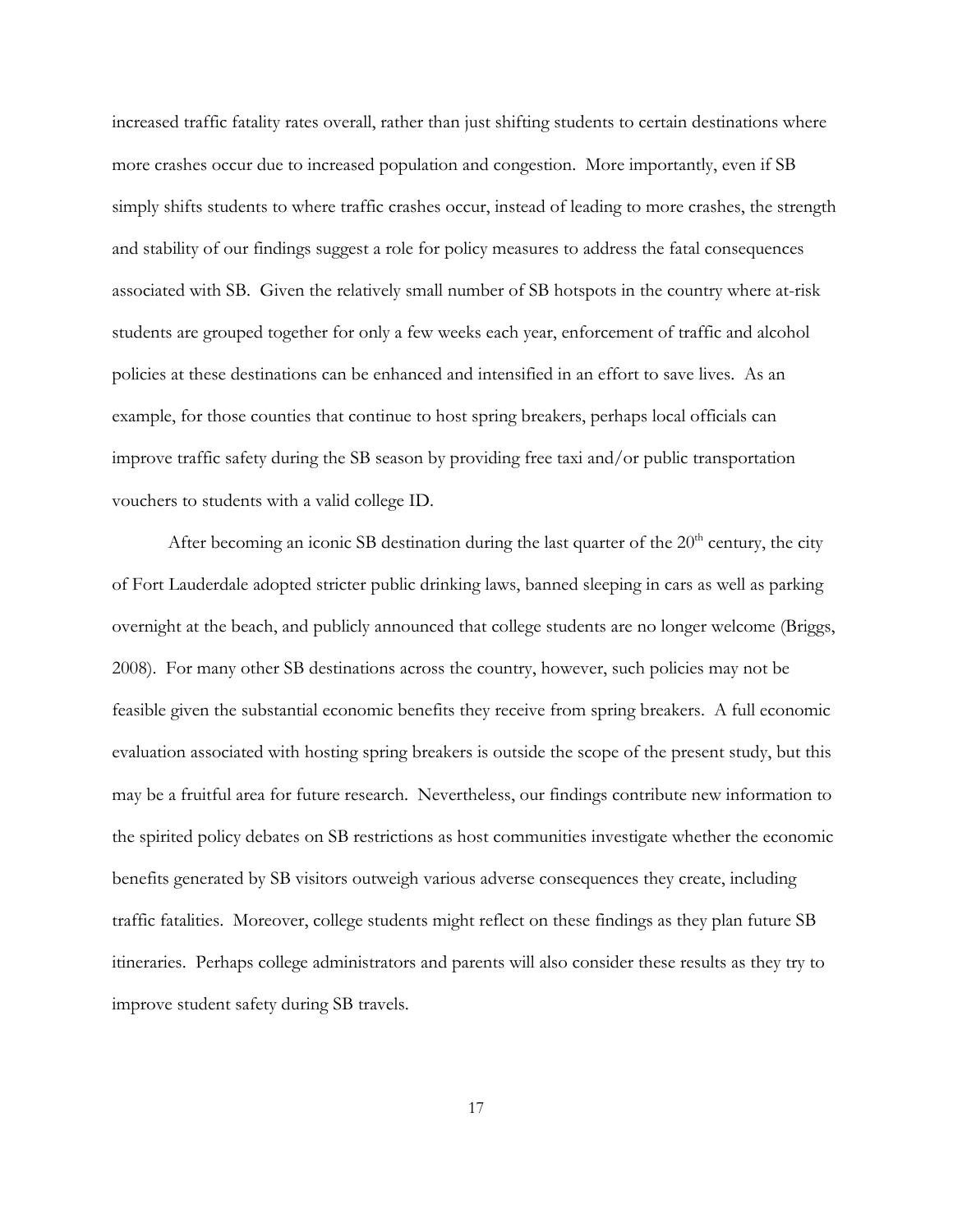increased traffic fatality rates overall, rather than just shifting students to certain destinations where more crashes occur due to increased population and congestion. More importantly, even if SB simply shifts students to where traffic crashes occur, instead of leading to more crashes, the strength and stability of our findings suggest a role for policy measures to address the fatal consequences associated with SB. Given the relatively small number of SB hotspots in the country where at-risk students are grouped together for only a few weeks each year, enforcement of traffic and alcohol policies at these destinations can be enhanced and intensified in an effort to save lives. As an example, for those counties that continue to host spring breakers, perhaps local officials can improve traffic safety during the SB season by providing free taxi and/or public transportation vouchers to students with a valid college ID.

After becoming an iconic SB destination during the last quarter of the 20th century, the city of Fort Lauderdale adopted stricter public drinking laws, banned sleeping in cars as well as parking overnight at the beach, and publicly announced that college students are no longer welcome (Briggs, 2008). For many other SB destinations across the country, however, such policies may not be feasible given the substantial economic benefits they receive from spring breakers. A full economic evaluation associated with hosting spring breakers is outside the scope of the present study, but this may be a fruitful area for future research. Nevertheless, our findings contribute new information to the spirited policy debates on SB restrictions as host communities investigate whether the economic benefits generated by SB visitors outweigh various adverse consequences they create, including traffic fatalities. Moreover, college students might reflect on these findings as they plan future SB itineraries. Perhaps college administrators and parents will also consider these results as they try to improve student safety during SB travels.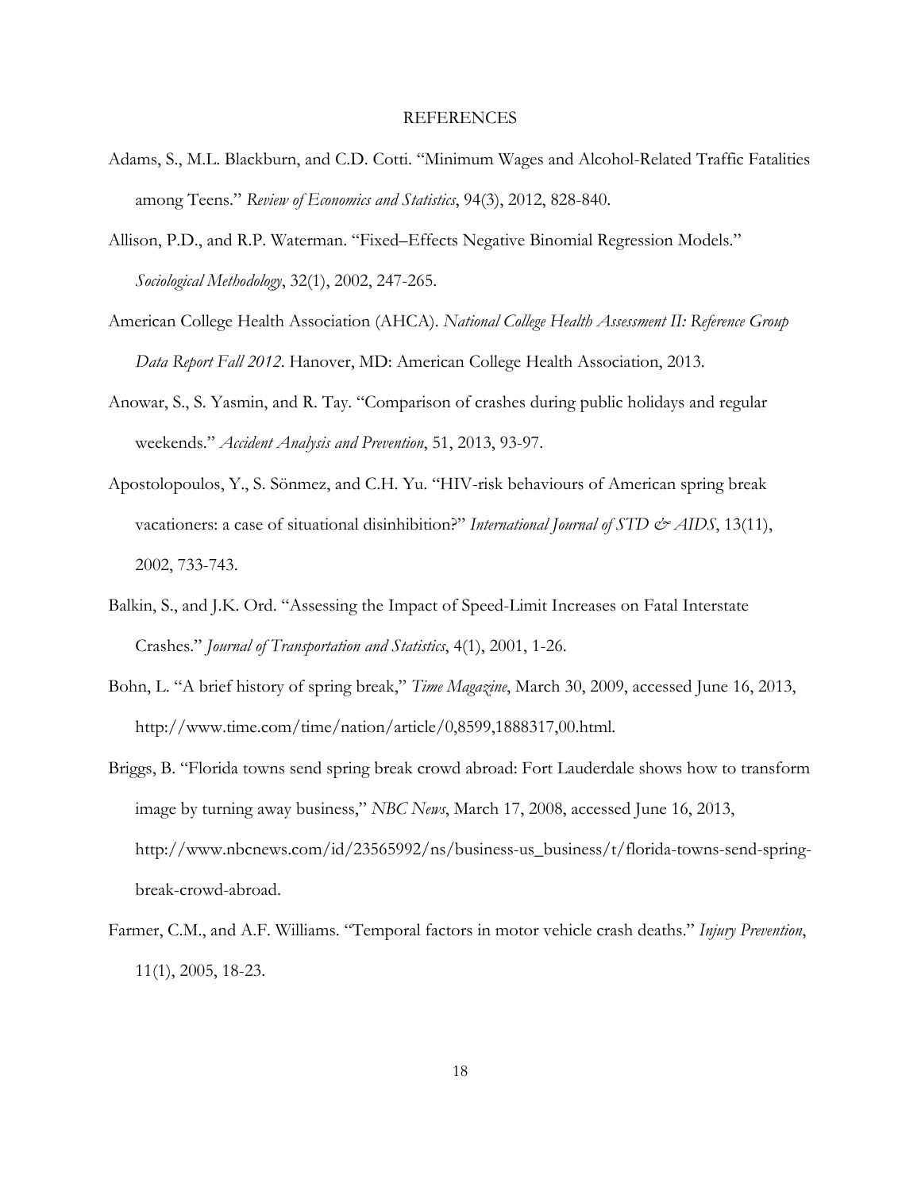# REFERENCES

Adams, S., M.L. Blackburn, and C.D. Cotti. "Minimum Wages and Alcohol-Related Traffic Fatalities among Teens." *Review of Economics and Statistics*, 94(3), 2012, 828-840.

Allison, P.D., and R.P. Waterman. "Fixed–Effects Negative Binomial Regression Models." *Sociological Methodology*, 32(1), 2002, 247-265.

American College Health Association (AHCA). *National College Health Assessment II: Reference Group Data Report Fall 2012*. Hanover, MD: American College Health Association, 2013.

Anowar, S., S. Yasmin, and R. Tay. "Comparison of crashes during public holidays and regular weekends." *Accident Analysis and Prevention*, 51, 2013, 93-97.

Apostolopoulos, Y., S. Sönmez, and C.H. Yu. "HIV-risk behaviours of American spring break vacationers: a case of situational disinhibition?" *International Journal of STD & AIDS*, 13(11), 2002, 733-743.

Balkin, S., and J.K. Ord. "Assessing the Impact of Speed-Limit Increases on Fatal Interstate Crashes." *Journal of Transportation and Statistics*, 4(1), 2001, 1-26.

Bohn, L. "A brief history of spring break," *Time Magazine*, March 30, 2009, accessed June 16, 2013, http://www.time.com/time/nation/article/0,8599,1888317,00.html.

Briggs, B. "Florida towns send spring break crowd abroad: Fort Lauderdale shows how to transform image by turning away business," *NBC News*, March 17, 2008, accessed June 16, 2013, http://www.nbcnews.com/id/23565992/ns/business-us_business/t/florida-towns-send-spring-break-crowd-abroad.

Farmer, C.M., and A.F. Williams. "Temporal factors in motor vehicle crash deaths." *Injury Prevention*, 11(1), 2005, 18-23.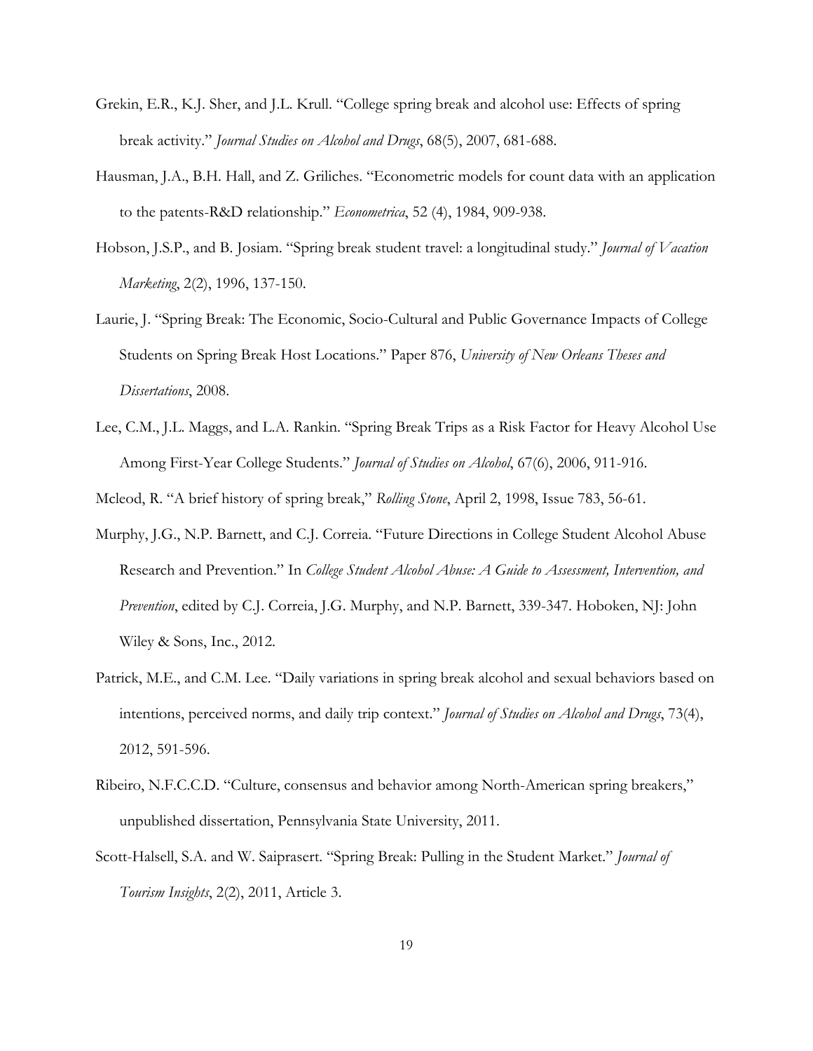Grekin, E.R., K.J. Sher, and J.L. Krull. "College spring break and alcohol use: Effects of spring break activity." *Journal Studies on Alcohol and Drugs*, 68(5), 2007, 681-688.

Hausman, J.A., B.H. Hall, and Z. Griliches. "Econometric models for count data with an application to the patents-R&D relationship." *Econometrica*, 52 (4), 1984, 909-938.

Hobson, J.S.P., and B. Josiam. "Spring break student travel: a longitudinal study." *Journal of Vacation Marketing*, 2(2), 1996, 137-150.

Laurie, J. "Spring Break: The Economic, Socio-Cultural and Public Governance Impacts of College Students on Spring Break Host Locations." Paper 876, *University of New Orleans Theses and Dissertations*, 2008.

Lee, C.M., J.L. Maggs, and L.A. Rankin. "Spring Break Trips as a Risk Factor for Heavy Alcohol Use Among First-Year College Students." *Journal of Studies on Alcohol*, 67(6), 2006, 911-916.

Mcleod, R. "A brief history of spring break," *Rolling Stone*, April 2, 1998, Issue 783, 56-61.

Murphy, J.G., N.P. Barnett, and C.J. Correia. "Future Directions in College Student Alcohol Abuse Research and Prevention." In *College Student Alcohol Abuse: A Guide to Assessment, Intervention, and Prevention*, edited by C.J. Correia, J.G. Murphy, and N.P. Barnett, 339-347. Hoboken, NJ: John Wiley & Sons, Inc., 2012.

Patrick, M.E., and C.M. Lee. "Daily variations in spring break alcohol and sexual behaviors based on intentions, perceived norms, and daily trip context." *Journal of Studies on Alcohol and Drugs*, 73(4), 2012, 591-596.

Ribeiro, N.F.C.C.D. "Culture, consensus and behavior among North-American spring breakers," unpublished dissertation, Pennsylvania State University, 2011.

Scott-Halsell, S.A. and W. Saiprasert. "Spring Break: Pulling in the Student Market." *Journal of Tourism Insights*, 2(2), 2011, Article 3.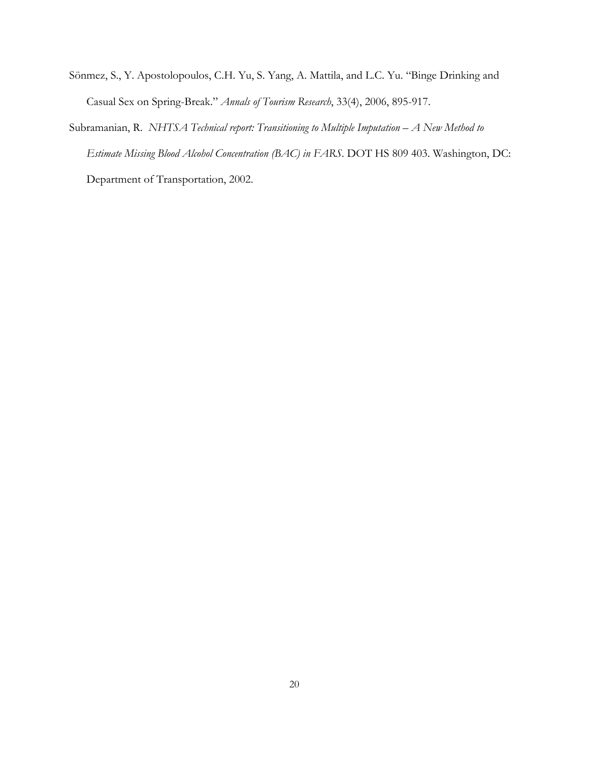Sönmez, S., Y. Apostolopoulos, C.H. Yu, S. Yang, A. Mattila, and L.C. Yu. "Binge Drinking and Casual Sex on Spring-Break." *Annals of Tourism Research*, 33(4), 2006, 895-917.

Subramanian, R. *NHTSA Technical report: Transitioning to Multiple Imputation – A New Method to Estimate Missing Blood Alcohol Concentration (BAC) in FARS*. DOT HS 809 403. Washington, DC: Department of Transportation, 2002.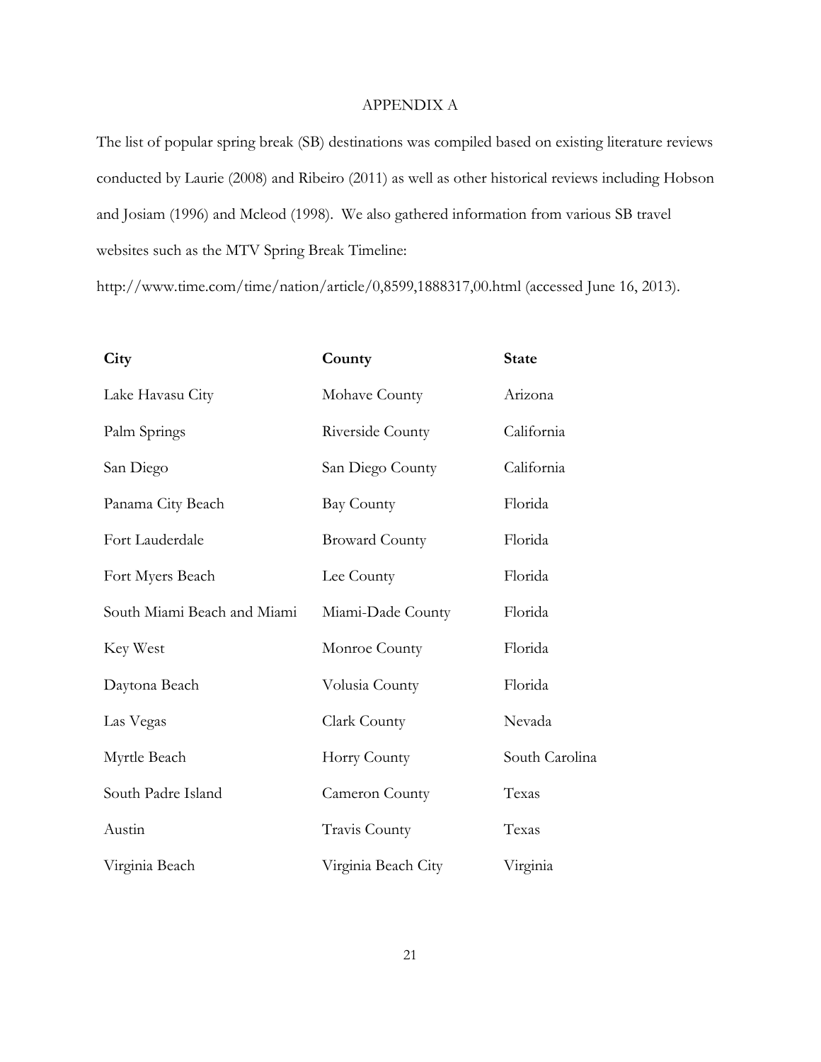# APPENDIX A

The list of popular spring break (SB) destinations was compiled based on existing literature reviews conducted by Laurie (2008) and Ribeiro (2011) as well as other historical reviews including Hobson and Josiam (1996) and Mcleod (1998). We also gathered information from various SB travel websites such as the MTV Spring Break Timeline: http://www.time.com/time/nation/article/0,8599,1888317,00.html (accessed June 16, 2013).

| City | County | State |
|---|---|---|
| Lake Havasu City | Mohave County | Arizona |
| Palm Springs | Riverside County | California |
| San Diego | San Diego County | California |
| Panama City Beach | Bay County | Florida |
| Fort Lauderdale | Broward County | Florida |
| Fort Myers Beach | Lee County | Florida |
| South Miami Beach and Miami | Miami-Dade County | Florida |
| Key West | Monroe County | Florida |
| Daytona Beach | Volusia County | Florida |
| Las Vegas | Clark County | Nevada |
| Myrtle Beach | Horry County | South Carolina |
| South Padre Island | Cameron County | Texas |
| Austin | Travis County | Texas |
| Virginia Beach | Virginia Beach City | Virginia |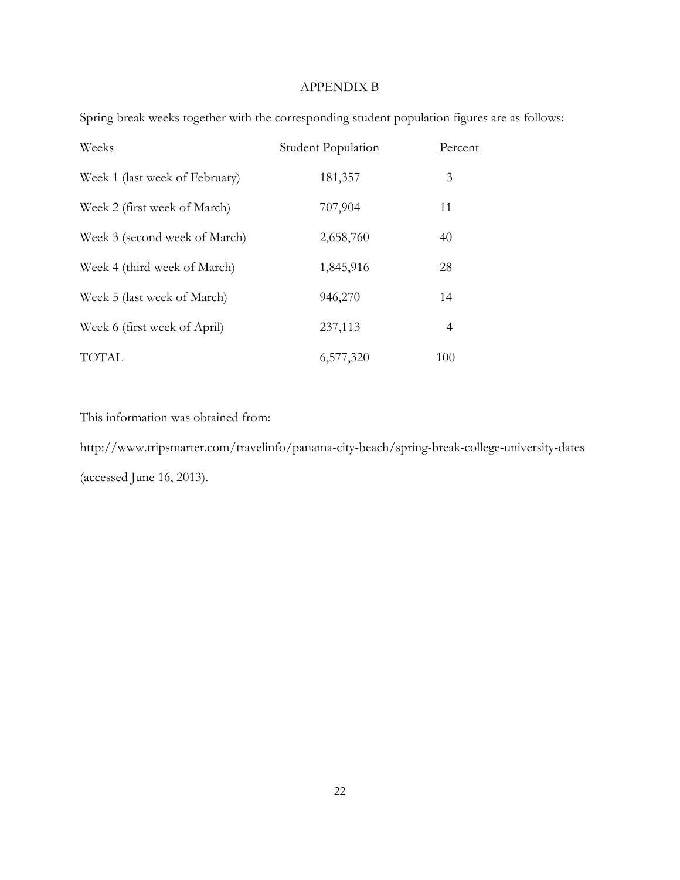# APPENDIX B

Spring break weeks together with the corresponding student population figures are as follows:

| Weeks | Student Population | Percent |
|---|---|---|
| Week 1 (last week of February) | 181,357 | 3 |
| Week 2 (first week of March) | 707,904 | 11 |
| Week 3 (second week of March) | 2,658,760 | 40 |
| Week 4 (third week of March) | 1,845,916 | 28 |
| Week 5 (last week of March) | 946,270 | 14 |
| Week 6 (first week of April) | 237,113 | 4 |
| TOTAL | 6,577,320 | 100 |

This information was obtained from:

http://www.tripsmarter.com/travelinfo/panama-city-beach/spring-break-college-university-dates (accessed June 16, 2013).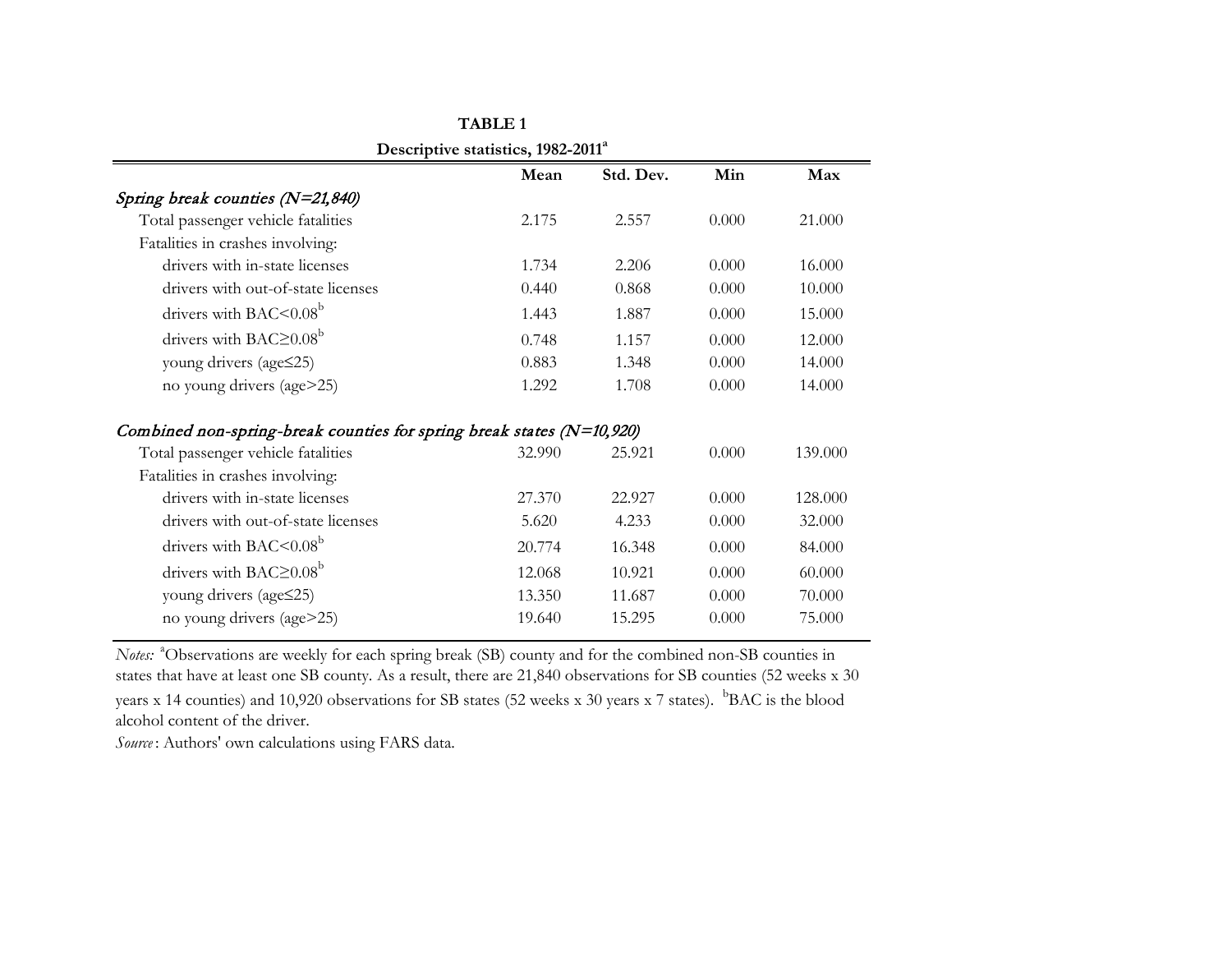**TABLE 1**

**Descriptive statistics, 1982-2011[a]**

| | Mean | Std. Dev. | Min | Max |
|---|---|---|---|---|
| *Spring break counties (N=21,840)* | | | | |
| Total passenger vehicle fatalities | 2.175 | 2.557 | 0.000 | 21.000 |
| Fatalities in crashes involving: | | | | |
| drivers with in-state licenses | 1.734 | 2.206 | 0.000 | 16.000 |
| drivers with out-of-state licenses | 0.440 | 0.868 | 0.000 | 10.000 |
| drivers with BAC<0.08[b] | 1.443 | 1.887 | 0.000 | 15.000 |
| drivers with BAC≥0.08[b] | 0.748 | 1.157 | 0.000 | 12.000 |
| young drivers (age≤25) | 0.883 | 1.348 | 0.000 | 14.000 |
| no young drivers (age>25) | 1.292 | 1.708 | 0.000 | 14.000 |
| *Combined non-spring-break counties for spring break states (N=10,920)* | | | | |
| Total passenger vehicle fatalities | 32.990 | 25.921 | 0.000 | 139.000 |
| Fatalities in crashes involving: | | | | |
| drivers with in-state licenses | 27.370 | 22.927 | 0.000 | 128.000 |
| drivers with out-of-state licenses | 5.620 | 4.233 | 0.000 | 32.000 |
| drivers with BAC<0.08[b] | 20.774 | 16.348 | 0.000 | 84.000 |
| drivers with BAC≥0.08[b] | 12.068 | 10.921 | 0.000 | 60.000 |
| young drivers (age≤25) | 13.350 | 11.687 | 0.000 | 70.000 |
| no young drivers (age>25) | 19.640 | 15.295 | 0.000 | 75.000 |

*Notes:* [a]Observations are weekly for each spring break (SB) county and for the combined non-SB counties in states that have at least one SB county. As a result, there are 21,840 observations for SB counties (52 weeks x 30 years x 14 counties) and 10,920 observations for SB states (52 weeks x 30 years x 7 states). [b]BAC is the blood alcohol content of the driver.

*Source*: Authors' own calculations using FARS data.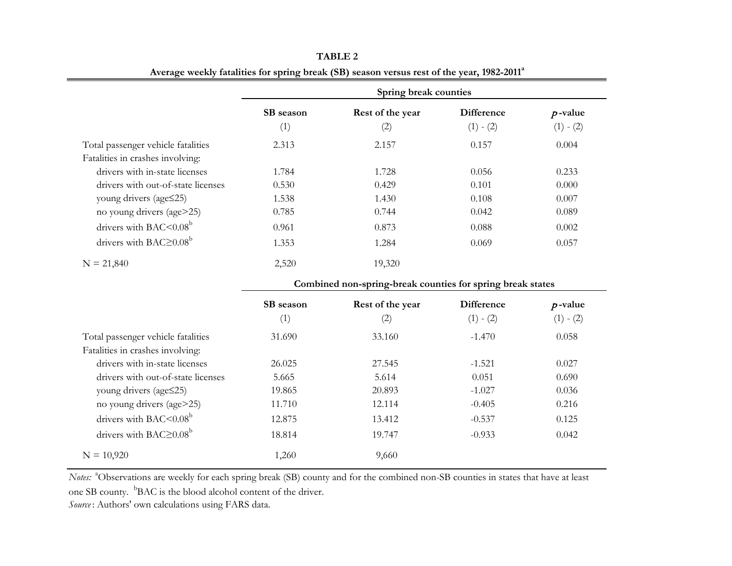**TABLE 2**

**Average weekly fatalities for spring break (SB) season versus rest of the year, 1982-2011[a]**

| | **Spring break counties** | | | |
|---|---|---|---|---|
| | **SB season** (1) | **Rest of the year** (2) | **Difference** (1) - (2) | ***p*-value** (1) - (2) |
| Total passenger vehicle fatalities | 2.313 | 2.157 | 0.157 | 0.004 |
| Fatalities in crashes involving: | | | | |
| drivers with in-state licenses | 1.784 | 1.728 | 0.056 | 0.233 |
| drivers with out-of-state licenses | 0.530 | 0.429 | 0.101 | 0.000 |
| young drivers (age≤25) | 1.538 | 1.430 | 0.108 | 0.007 |
| no young drivers (age>25) | 0.785 | 0.744 | 0.042 | 0.089 |
| drivers with BAC<0.08[b] | 0.961 | 0.873 | 0.088 | 0.002 |
| drivers with BAC≥0.08[b] | 1.353 | 1.284 | 0.069 | 0.057 |
| N = 21,840 | 2,520 | 19,320 | | |
| | **Combined non-spring-break counties for spring break states** | | | |
| | **SB season** (1) | **Rest of the year** (2) | **Difference** (1) - (2) | ***p*-value** (1) - (2) |
| Total passenger vehicle fatalities | 31.690 | 33.160 | -1.470 | 0.058 |
| Fatalities in crashes involving: | | | | |
| drivers with in-state licenses | 26.025 | 27.545 | -1.521 | 0.027 |
| drivers with out-of-state licenses | 5.665 | 5.614 | 0.051 | 0.690 |
| young drivers (age≤25) | 19.865 | 20.893 | -1.027 | 0.036 |
| no young drivers (age>25) | 11.710 | 12.114 | -0.405 | 0.216 |
| drivers with BAC<0.08[b] | 12.875 | 13.412 | -0.537 | 0.125 |
| drivers with BAC≥0.08[b] | 18.814 | 19.747 | -0.933 | 0.042 |
| N = 10,920 | 1,260 | 9,660 | | |

*Notes:* [a]Observations are weekly for each spring break (SB) county and for the combined non-SB counties in states that have at least one SB county. [b]BAC is the blood alcohol content of the driver.
*Source*: Authors' own calculations using FARS data.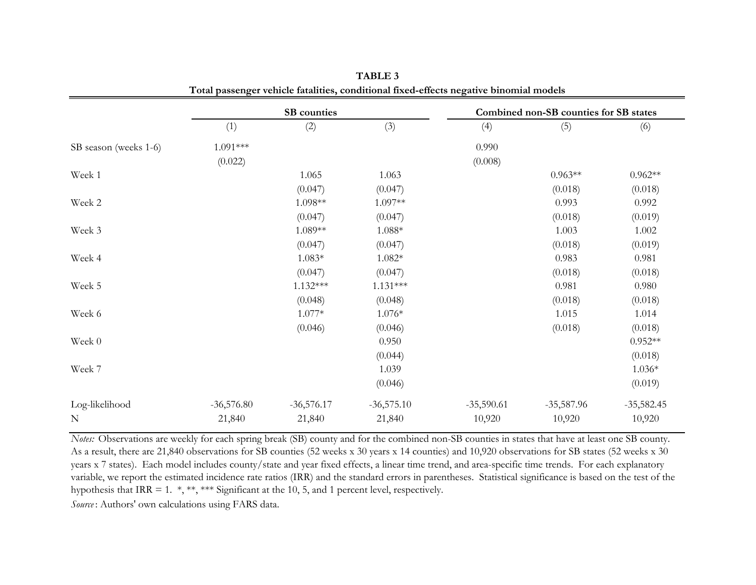**TABLE 3**

**Total passenger vehicle fatalities, conditional fixed-effects negative binomial models**

| | **SB counties** | | | **Combined non-SB counties for SB states** | | |
|---|---|---|---|---|---|---|
| | (1) | (2) | (3) | (4) | (5) | (6) |
| SB season (weeks 1-6) | 1.091*** | | | 0.990 | | |
| | (0.022) | | | (0.008) | | |
| Week 1 | | 1.065 | 1.063 | | 0.963** | 0.962** |
| | | (0.047) | (0.047) | | (0.018) | (0.018) |
| Week 2 | | 1.098** | 1.097** | | 0.993 | 0.992 |
| | | (0.047) | (0.047) | | (0.018) | (0.019) |
| Week 3 | | 1.089** | 1.088* | | 1.003 | 1.002 |
| | | (0.047) | (0.047) | | (0.018) | (0.019) |
| Week 4 | | 1.083* | 1.082* | | 0.983 | 0.981 |
| | | (0.047) | (0.047) | | (0.018) | (0.018) |
| Week 5 | | 1.132*** | 1.131*** | | 0.981 | 0.980 |
| | | (0.048) | (0.048) | | (0.018) | (0.018) |
| Week 6 | | 1.077* | 1.076* | | 1.015 | 1.014 |
| | | (0.046) | (0.046) | | (0.018) | (0.018) |
| Week 0 | | | 0.950 | | | 0.952** |
| | | | (0.044) | | | (0.018) |
| Week 7 | | | 1.039 | | | 1.036* |
| | | | (0.046) | | | (0.019) |
| Log-likelihood | -36,576.80 | -36,576.17 | -36,575.10 | -35,590.61 | -35,587.96 | -35,582.45 |
| N | 21,840 | 21,840 | 21,840 | 10,920 | 10,920 | 10,920 |

*Notes:* Observations are weekly for each spring break (SB) county and for the combined non-SB counties in states that have at least one SB county. As a result, there are 21,840 observations for SB counties (52 weeks x 30 years x 14 counties) and 10,920 observations for SB states (52 weeks x 30 years x 7 states). Each model includes county/state and year fixed effects, a linear time trend, and area-specific time trends. For each explanatory variable, we report the estimated incidence rate ratios (IRR) and the standard errors in parentheses. Statistical significance is based on the test of the hypothesis that IRR = 1. *, **, *** Significant at the 10, 5, and 1 percent level, respectively.

*Source*: Authors' own calculations using FARS data.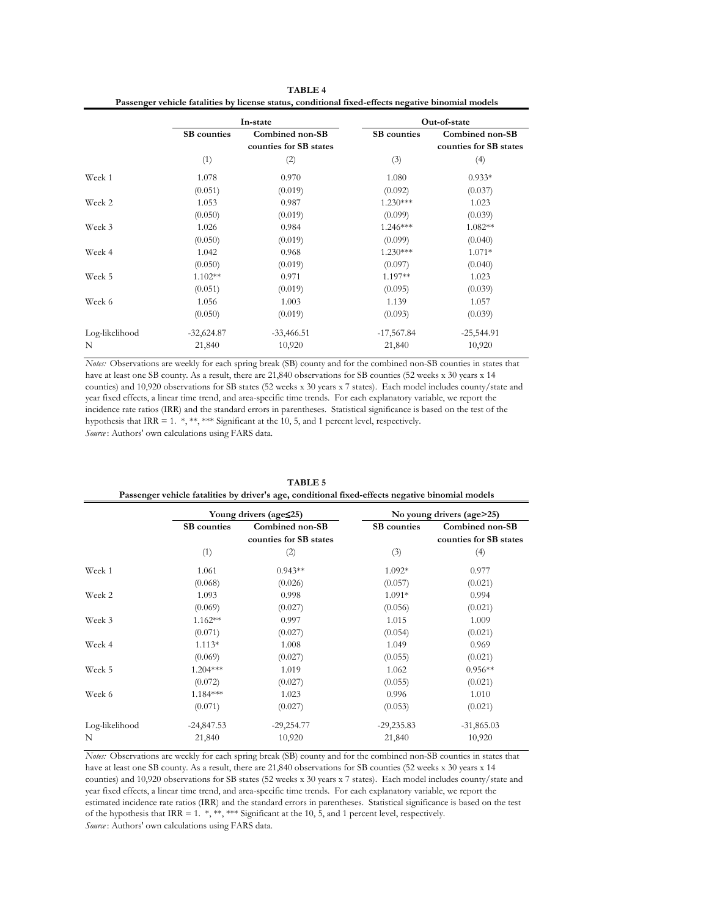**TABLE 4**

**Passenger vehicle fatalities by license status, conditional fixed-effects negative binomial models**

| | In-state | | Out-of-state | |
|---|---|---|---|---|
| | **SB counties** | **Combined non-SB counties for SB states** | **SB counties** | **Combined non-SB counties for SB states** |
| | (1) | (2) | (3) | (4) |
| Week 1 | 1.078 | 0.970 | 1.080 | 0.933* |
| | (0.051) | (0.019) | (0.092) | (0.037) |
| Week 2 | 1.053 | 0.987 | 1.230*** | 1.023 |
| | (0.050) | (0.019) | (0.099) | (0.039) |
| Week 3 | 1.026 | 0.984 | 1.246*** | 1.082** |
| | (0.050) | (0.019) | (0.099) | (0.040) |
| Week 4 | 1.042 | 0.968 | 1.230*** | 1.071* |
| | (0.050) | (0.019) | (0.097) | (0.040) |
| Week 5 | 1.102** | 0.971 | 1.197** | 1.023 |
| | (0.051) | (0.019) | (0.095) | (0.039) |
| Week 6 | 1.056 | 1.003 | 1.139 | 1.057 |
| | (0.050) | (0.019) | (0.093) | (0.039) |
| Log-likelihood | -32,624.87 | -33,466.51 | -17,567.84 | -25,544.91 |
| N | 21,840 | 10,920 | 21,840 | 10,920 |

*Notes:* Observations are weekly for each spring break (SB) county and for the combined non-SB counties in states that have at least one SB county. As a result, there are 21,840 observations for SB counties (52 weeks x 30 years x 14 counties) and 10,920 observations for SB states (52 weeks x 30 years x 7 states). Each model includes county/state and year fixed effects, a linear time trend, and area-specific time trends. For each explanatory variable, we report the incidence rate ratios (IRR) and the standard errors in parentheses. Statistical significance is based on the test of the hypothesis that IRR = 1. *, **, *** Significant at the 10, 5, and 1 percent level, respectively.

*Source*: Authors' own calculations using FARS data.

**TABLE 5**

**Passenger vehicle fatalities by driver's age, conditional fixed-effects negative binomial models**

| | Young drivers (age≤25) | | No young drivers (age>25) | |
|---|---|---|---|---|
| | **SB counties** | **Combined non-SB counties for SB states** | **SB counties** | **Combined non-SB counties for SB states** |
| | (1) | (2) | (3) | (4) |
| Week 1 | 1.061 | 0.943** | 1.092* | 0.977 |
| | (0.068) | (0.026) | (0.057) | (0.021) |
| Week 2 | 1.093 | 0.998 | 1.091* | 0.994 |
| | (0.069) | (0.027) | (0.056) | (0.021) |
| Week 3 | 1.162** | 0.997 | 1.015 | 1.009 |
| | (0.071) | (0.027) | (0.054) | (0.021) |
| Week 4 | 1.113* | 1.008 | 1.049 | 0.969 |
| | (0.069) | (0.027) | (0.055) | (0.021) |
| Week 5 | 1.204*** | 1.019 | 1.062 | 0.956** |
| | (0.072) | (0.027) | (0.055) | (0.021) |
| Week 6 | 1.184*** | 1.023 | 0.996 | 1.010 |
| | (0.071) | (0.027) | (0.053) | (0.021) |
| Log-likelihood | -24,847.53 | -29,254.77 | -29,235.83 | -31,865.03 |
| N | 21,840 | 10,920 | 21,840 | 10,920 |

*Notes:* Observations are weekly for each spring break (SB) county and for the combined non-SB counties in states that have at least one SB county. As a result, there are 21,840 observations for SB counties (52 weeks x 30 years x 14 counties) and 10,920 observations for SB states (52 weeks x 30 years x 7 states). Each model includes county/state and year fixed effects, a linear time trend, and area-specific time trends. For each explanatory variable, we report the estimated incidence rate ratios (IRR) and the standard errors in parentheses. Statistical significance is based on the test of the hypothesis that IRR = 1. *, **, *** Significant at the 10, 5, and 1 percent level, respectively.

*Source*: Authors' own calculations using FARS data.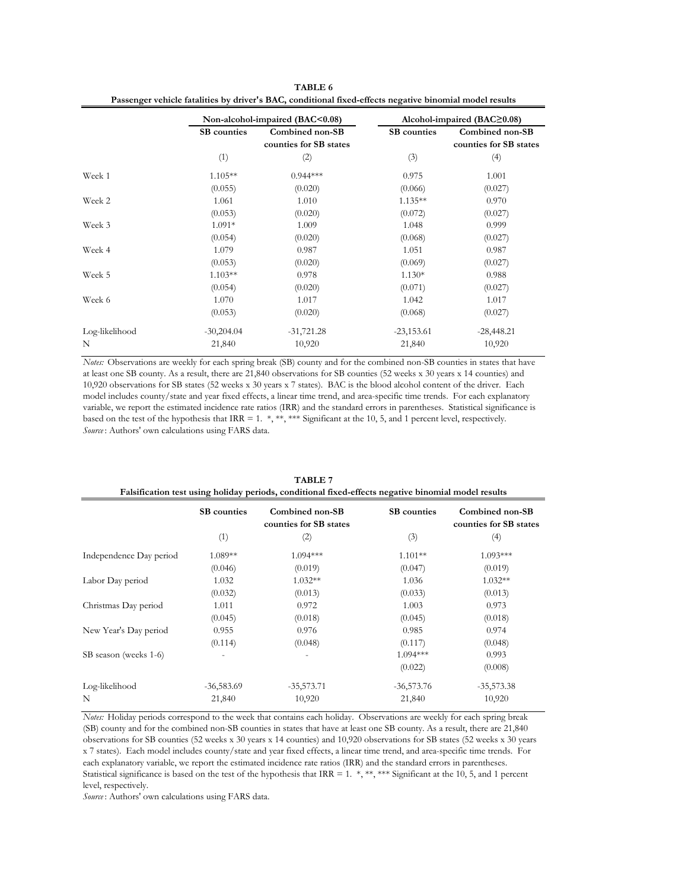**TABLE 6**

**Passenger vehicle fatalities by driver's BAC, conditional fixed-effects negative binomial model results**

| | Non-alcohol-impaired (BAC<0.08) | | Alcohol-impaired (BAC≥0.08) | |
|---|---|---|---|---|
| | SB counties | Combined non-SB counties for SB states | SB counties | Combined non-SB counties for SB states |
| | (1) | (2) | (3) | (4) |
| Week 1 | 1.105** | 0.944*** | 0.975 | 1.001 |
| | (0.055) | (0.020) | (0.066) | (0.027) |
| Week 2 | 1.061 | 1.010 | 1.135** | 0.970 |
| | (0.053) | (0.020) | (0.072) | (0.027) |
| Week 3 | 1.091* | 1.009 | 1.048 | 0.999 |
| | (0.054) | (0.020) | (0.068) | (0.027) |
| Week 4 | 1.079 | 0.987 | 1.051 | 0.987 |
| | (0.053) | (0.020) | (0.069) | (0.027) |
| Week 5 | 1.103** | 0.978 | 1.130* | 0.988 |
| | (0.054) | (0.020) | (0.071) | (0.027) |
| Week 6 | 1.070 | 1.017 | 1.042 | 1.017 |
| | (0.053) | (0.020) | (0.068) | (0.027) |
| Log-likelihood | -30,204.04 | -31,721.28 | -23,153.61 | -28,448.21 |
| N | 21,840 | 10,920 | 21,840 | 10,920 |

*Notes:* Observations are weekly for each spring break (SB) county and for the combined non-SB counties in states that have at least one SB county. As a result, there are 21,840 observations for SB counties (52 weeks x 30 years x 14 counties) and 10,920 observations for SB states (52 weeks x 30 years x 7 states). BAC is the blood alcohol content of the driver. Each model includes county/state and year fixed effects, a linear time trend, and area-specific time trends. For each explanatory variable, we report the estimated incidence rate ratios (IRR) and the standard errors in parentheses. Statistical significance is based on the test of the hypothesis that IRR = 1. *, **, *** Significant at the 10, 5, and 1 percent level, respectively.
*Source*: Authors' own calculations using FARS data.

**TABLE 7**

**Falsification test using holiday periods, conditional fixed-effects negative binomial model results**

| | SB counties | Combined non-SB counties for SB states | SB counties | Combined non-SB counties for SB states |
|---|---|---|---|---|
| | (1) | (2) | (3) | (4) |
| Independence Day period | 1.089** | 1.094*** | 1.101** | 1.093*** |
| | (0.046) | (0.019) | (0.047) | (0.019) |
| Labor Day period | 1.032 | 1.032** | 1.036 | 1.032** |
| | (0.032) | (0.013) | (0.033) | (0.013) |
| Christmas Day period | 1.011 | 0.972 | 1.003 | 0.973 |
| | (0.045) | (0.018) | (0.045) | (0.018) |
| New Year's Day period | 0.955 | 0.976 | 0.985 | 0.974 |
| | (0.114) | (0.048) | (0.117) | (0.048) |
| SB season (weeks 1-6) | - | - | 1.094*** | 0.993 |
| | | | (0.022) | (0.008) |
| Log-likelihood | -36,583.69 | -35,573.71 | -36,573.76 | -35,573.38 |
| N | 21,840 | 10,920 | 21,840 | 10,920 |

*Notes:* Holiday periods correspond to the week that contains each holiday. Observations are weekly for each spring break (SB) county and for the combined non-SB counties in states that have at least one SB county. As a result, there are 21,840 observations for SB counties (52 weeks x 30 years x 14 counties) and 10,920 observations for SB states (52 weeks x 30 years x 7 states). Each model includes county/state and year fixed effects, a linear time trend, and area-specific time trends. For each explanatory variable, we report the estimated incidence rate ratios (IRR) and the standard errors in parentheses. Statistical significance is based on the test of the hypothesis that IRR = 1. *, **, *** Significant at the 10, 5, and 1 percent level, respectively.
*Source*: Authors' own calculations using FARS data.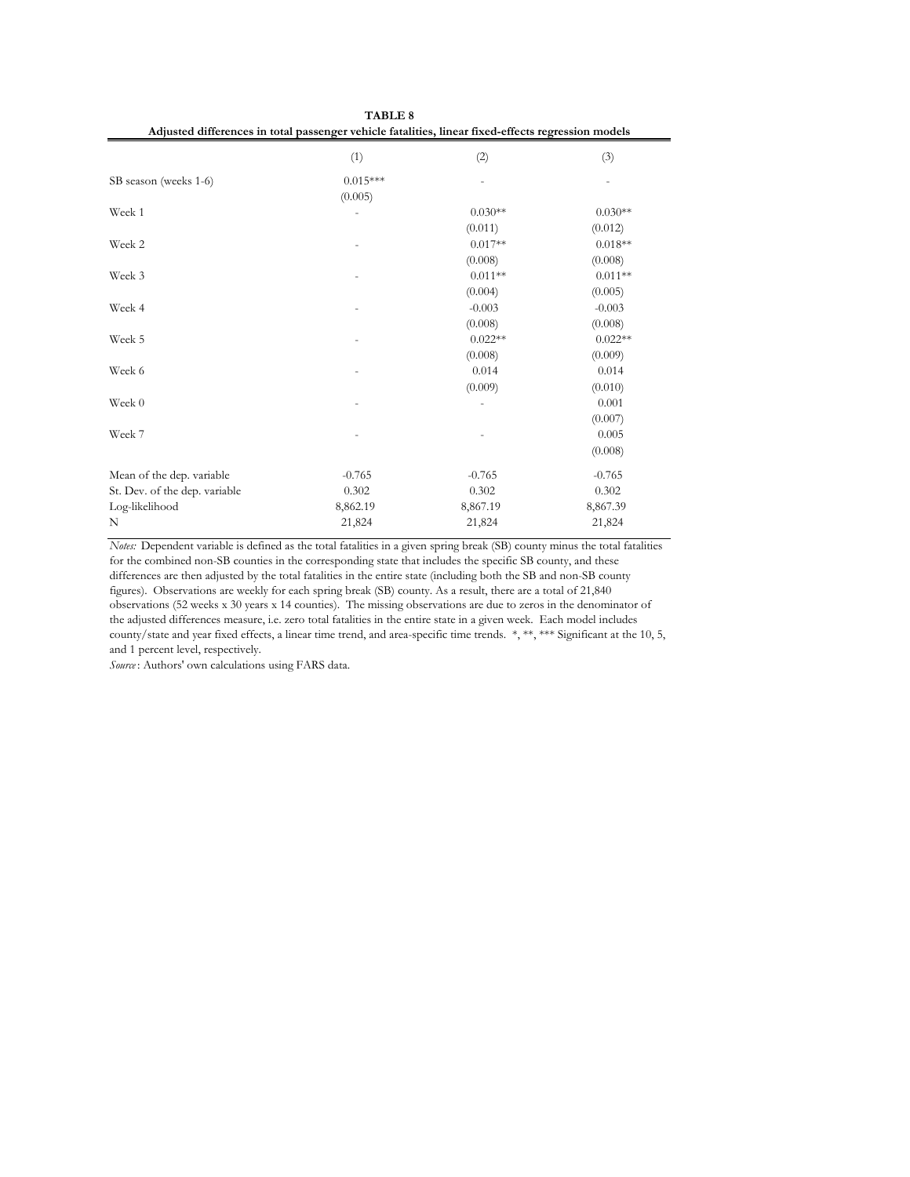**TABLE 8**

**Adjusted differences in total passenger vehicle fatalities, linear fixed-effects regression models**

| | (1) | (2) | (3) |
|---|---|---|---|
| SB season (weeks 1-6) | 0.015*** | - | - |
| | (0.005) | | |
| Week 1 | - | 0.030** | 0.030** |
| | | (0.011) | (0.012) |
| Week 2 | - | 0.017** | 0.018** |
| | | (0.008) | (0.008) |
| Week 3 | - | 0.011** | 0.011** |
| | | (0.004) | (0.005) |
| Week 4 | - | -0.003 | -0.003 |
| | | (0.008) | (0.008) |
| Week 5 | - | 0.022** | 0.022** |
| | | (0.008) | (0.009) |
| Week 6 | - | 0.014 | 0.014 |
| | | (0.009) | (0.010) |
| Week 0 | - | - | 0.001 |
| | | | (0.007) |
| Week 7 | - | - | 0.005 |
| | | | (0.008) |
| Mean of the dep. variable | -0.765 | -0.765 | -0.765 |
| St. Dev. of the dep. variable | 0.302 | 0.302 | 0.302 |
| Log-likelihood | 8,862.19 | 8,867.19 | 8,867.39 |
| N | 21,824 | 21,824 | 21,824 |

*Notes:* Dependent variable is defined as the total fatalities in a given spring break (SB) county minus the total fatalities for the combined non-SB counties in the corresponding state that includes the specific SB county, and these differences are then adjusted by the total fatalities in the entire state (including both the SB and non-SB county figures). Observations are weekly for each spring break (SB) county. As a result, there are a total of 21,840 observations (52 weeks x 30 years x 14 counties). The missing observations are due to zeros in the denominator of the adjusted differences measure, i.e. zero total fatalities in the entire state in a given week. Each model includes county/state and year fixed effects, a linear time trend, and area-specific time trends. *, **, *** Significant at the 10, 5, and 1 percent level, respectively.

*Source*: Authors' own calculations using FARS data.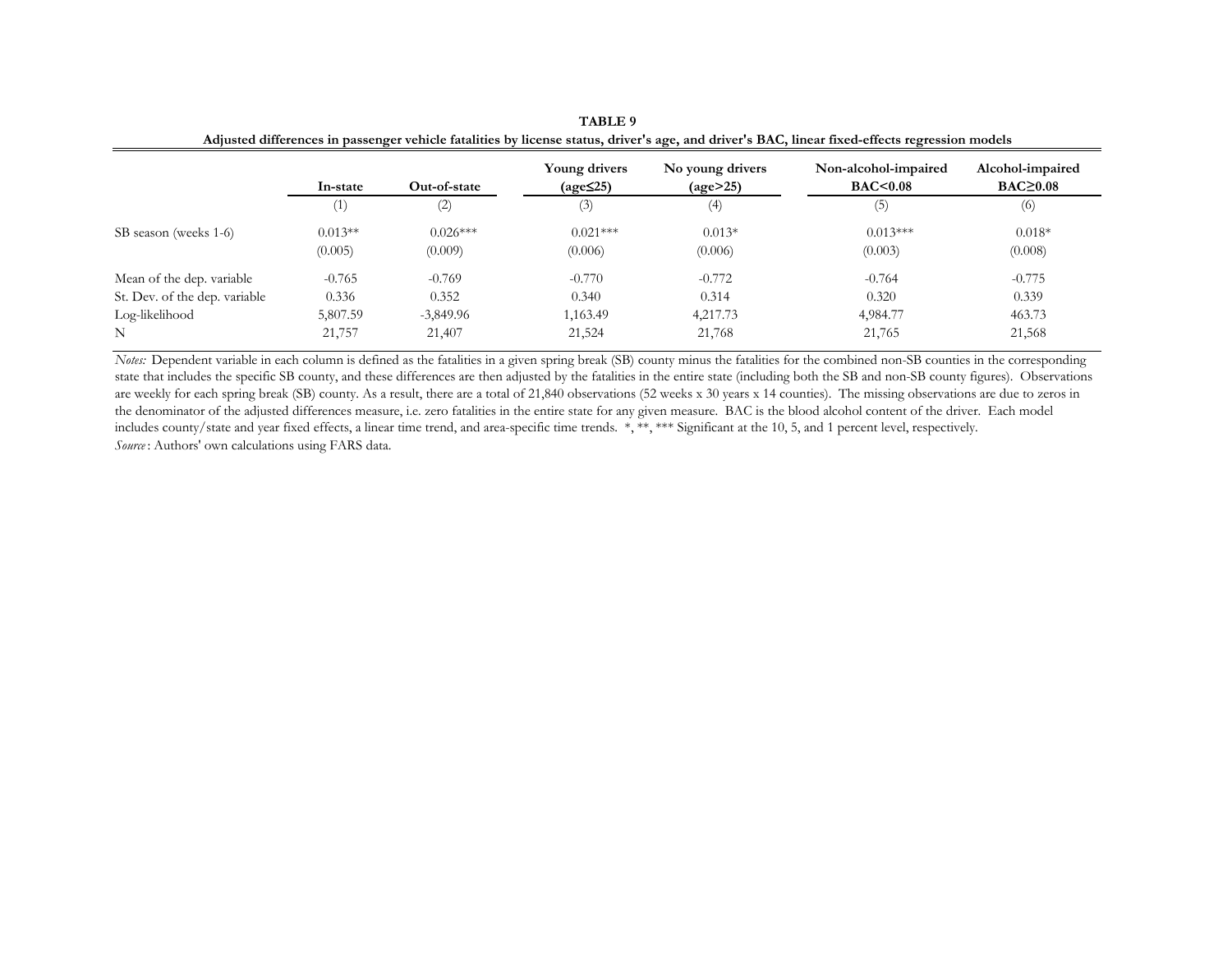**TABLE 9**

**Adjusted differences in passenger vehicle fatalities by license status, driver's age, and driver's BAC, linear fixed-effects regression models**

| | **In-state** | **Out-of-state** | **Young drivers (age≤25)** | **No young drivers (age>25)** | **Non-alcohol-impaired BAC<0.08** | **Alcohol-impaired BAC≥0.08** |
|---|---|---|---|---|---|---|
| | (1) | (2) | (3) | (4) | (5) | (6) |
| SB season (weeks 1-6) | 0.013** | 0.026*** | 0.021*** | 0.013* | 0.013*** | 0.018* |
| | (0.005) | (0.009) | (0.006) | (0.006) | (0.003) | (0.008) |
| Mean of the dep. variable | -0.765 | -0.769 | -0.770 | -0.772 | -0.764 | -0.775 |
| St. Dev. of the dep. variable | 0.336 | 0.352 | 0.340 | 0.314 | 0.320 | 0.339 |
| Log-likelihood | 5,807.59 | -3,849.96 | 1,163.49 | 4,217.73 | 4,984.77 | 463.73 |
| N | 21,757 | 21,407 | 21,524 | 21,768 | 21,765 | 21,568 |

*Notes:* Dependent variable in each column is defined as the fatalities in a given spring break (SB) county minus the fatalities for the combined non-SB counties in the corresponding state that includes the specific SB county, and these differences are then adjusted by the fatalities in the entire state (including both the SB and non-SB county figures). Observations are weekly for each spring break (SB) county. As a result, there are a total of 21,840 observations (52 weeks x 30 years x 14 counties). The missing observations are due to zeros in the denominator of the adjusted differences measure, i.e. zero fatalities in the entire state for any given measure. BAC is the blood alcohol content of the driver. Each model includes county/state and year fixed effects, a linear time trend, and area-specific time trends. *, **, *** Significant at the 10, 5, and 1 percent level, respectively.

*Source*: Authors' own calculations using FARS data.